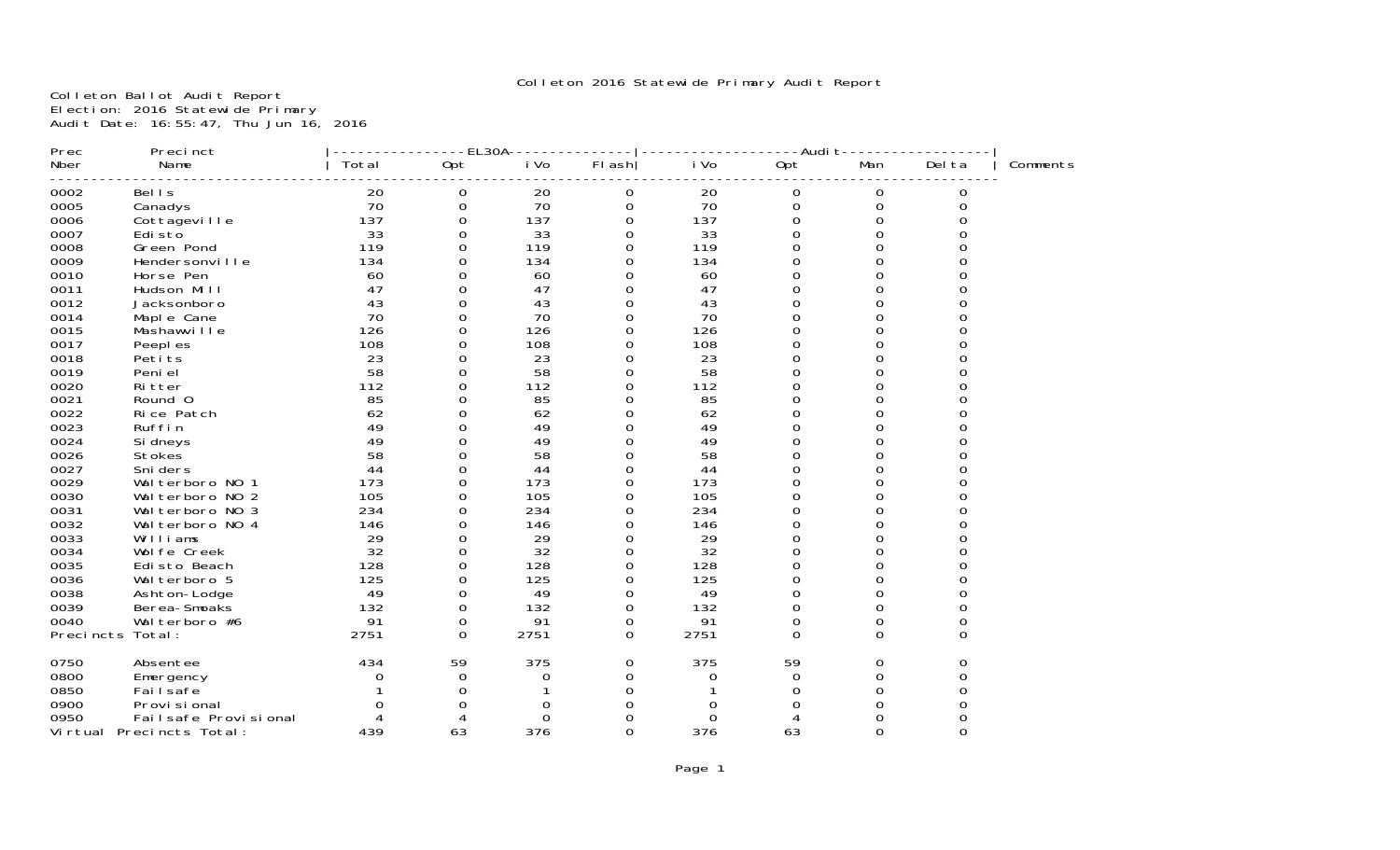# Colleton 2016 Statewide Primary Audit Report

Colleton Ballot Audit Report
Election: 2016 Statewide Primary
Audit Date: 16:55:47, Thu Jun 16, 2016

| Prec | Precinct | EL30A | | | | Audit | | | | |
|---|---|---|---|---|---|---|---|---|---|---|
| Nber | Name | Total | Opt | iVo | Flash | iVo | Opt | Man | Delta | Comments |
| 0002 | Bells | 20 | 0 | 20 | 0 | 20 | 0 | 0 | 0 | |
| 0005 | Canadys | 70 | 0 | 70 | 0 | 70 | 0 | 0 | 0 | |
| 0006 | Cottageville | 137 | 0 | 137 | 0 | 137 | 0 | 0 | 0 | |
| 0007 | Edisto | 33 | 0 | 33 | 0 | 33 | 0 | 0 | 0 | |
| 0008 | Green Pond | 119 | 0 | 119 | 0 | 119 | 0 | 0 | 0 | |
| 0009 | Hendersonville | 134 | 0 | 134 | 0 | 134 | 0 | 0 | 0 | |
| 0010 | Horse Pen | 60 | 0 | 60 | 0 | 60 | 0 | 0 | 0 | |
| 0011 | Hudson Mill | 47 | 0 | 47 | 0 | 47 | 0 | 0 | 0 | |
| 0012 | Jacksonboro | 43 | 0 | 43 | 0 | 43 | 0 | 0 | 0 | |
| 0014 | Maple Cane | 70 | 0 | 70 | 0 | 70 | 0 | 0 | 0 | |
| 0015 | Mashawville | 126 | 0 | 126 | 0 | 126 | 0 | 0 | 0 | |
| 0017 | Peeples | 108 | 0 | 108 | 0 | 108 | 0 | 0 | 0 | |
| 0018 | Petits | 23 | 0 | 23 | 0 | 23 | 0 | 0 | 0 | |
| 0019 | Peniel | 58 | 0 | 58 | 0 | 58 | 0 | 0 | 0 | |
| 0020 | Ritter | 112 | 0 | 112 | 0 | 112 | 0 | 0 | 0 | |
| 0021 | Round O | 85 | 0 | 85 | 0 | 85 | 0 | 0 | 0 | |
| 0022 | Rice Patch | 62 | 0 | 62 | 0 | 62 | 0 | 0 | 0 | |
| 0023 | Ruffin | 49 | 0 | 49 | 0 | 49 | 0 | 0 | 0 | |
| 0024 | Sidneys | 49 | 0 | 49 | 0 | 49 | 0 | 0 | 0 | |
| 0026 | Stokes | 58 | 0 | 58 | 0 | 58 | 0 | 0 | 0 | |
| 0027 | Sniders | 44 | 0 | 44 | 0 | 44 | 0 | 0 | 0 | |
| 0029 | Walterboro NO 1 | 173 | 0 | 173 | 0 | 173 | 0 | 0 | 0 | |
| 0030 | Walterboro NO 2 | 105 | 0 | 105 | 0 | 105 | 0 | 0 | 0 | |
| 0031 | Walterboro NO 3 | 234 | 0 | 234 | 0 | 234 | 0 | 0 | 0 | |
| 0032 | Walterboro NO 4 | 146 | 0 | 146 | 0 | 146 | 0 | 0 | 0 | |
| 0033 | Williams | 29 | 0 | 29 | 0 | 29 | 0 | 0 | 0 | |
| 0034 | Wolfe Creek | 32 | 0 | 32 | 0 | 32 | 0 | 0 | 0 | |
| 0035 | Edisto Beach | 128 | 0 | 128 | 0 | 128 | 0 | 0 | 0 | |
| 0036 | Walterboro 5 | 125 | 0 | 125 | 0 | 125 | 0 | 0 | 0 | |
| 0038 | Ashton-Lodge | 49 | 0 | 49 | 0 | 49 | 0 | 0 | 0 | |
| 0039 | Berea-Smoaks | 132 | 0 | 132 | 0 | 132 | 0 | 0 | 0 | |
| 0040 | Walterboro #6 | 91 | 0 | 91 | 0 | 91 | 0 | 0 | 0 | |
| Precincts Total: | | 2751 | 0 | 2751 | 0 | 2751 | 0 | 0 | 0 | |
| 0750 | Absentee | 434 | 59 | 375 | 0 | 375 | 59 | 0 | 0 | |
| 0800 | Emergency | 0 | 0 | 0 | 0 | 0 | 0 | 0 | 0 | |
| 0850 | Failsafe | 1 | 0 | 1 | 0 | 1 | 0 | 0 | 0 | |
| 0900 | Provisional | 0 | 0 | 0 | 0 | 0 | 0 | 0 | 0 | |
| 0950 | Failsafe Provisional | 4 | 4 | 0 | 0 | 0 | 4 | 0 | 0 | |
| Virtual Precincts Total: | | 439 | 63 | 376 | 0 | 376 | 63 | 0 | 0 | |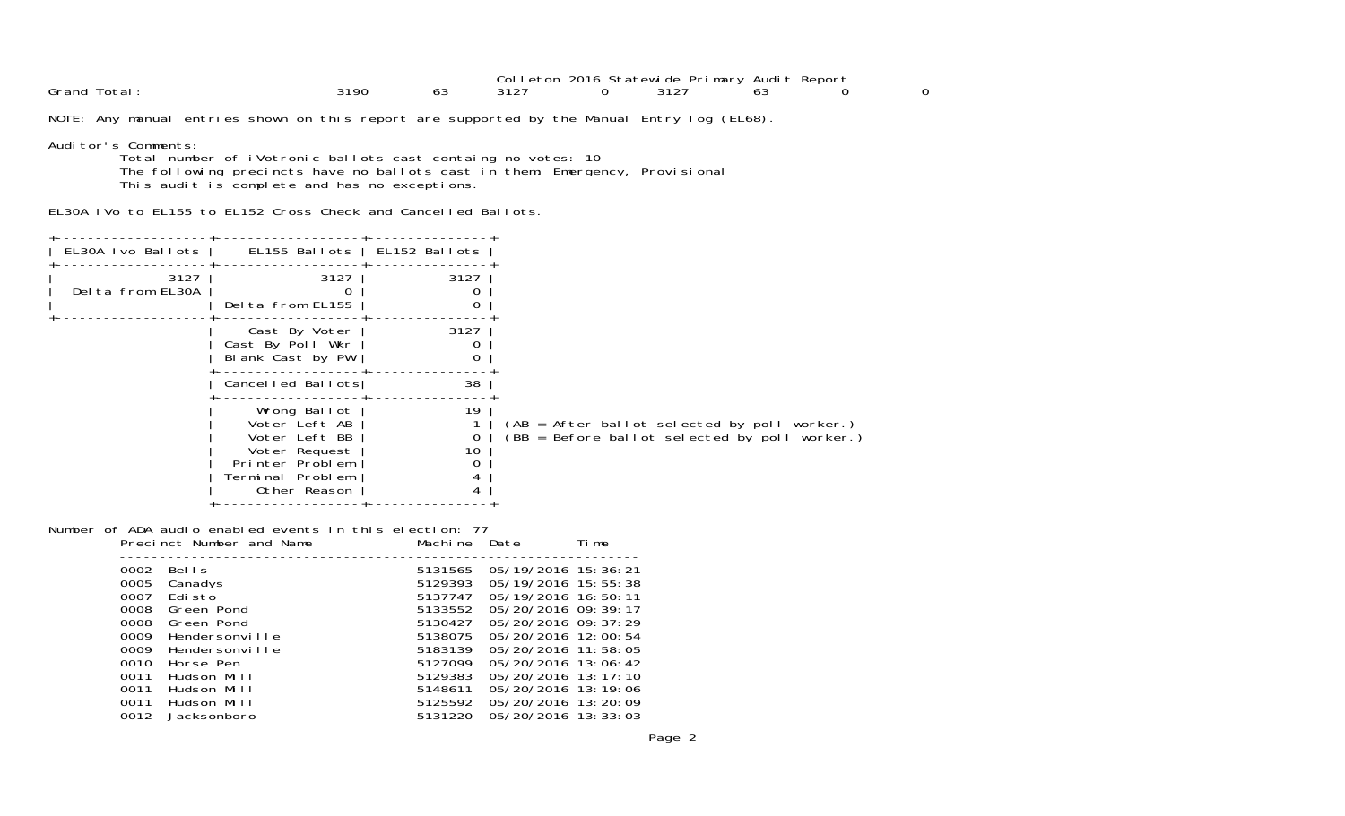Colleton 2016 Statewide Primary Audit Report

| Grand Total: | 3190 | 63 | 3127 | 0 | 3127 | 63 | 0 | 0 |
|---|---|---|---|---|---|---|---|---|

NOTE: Any manual entries shown on this report are supported by the Manual Entry log (EL68).

Auditor's Comments:

Total number of iVotronic ballots cast containg no votes: 10
The following precincts have no ballots cast in them: Emergency, Provisional
This audit is complete and has no exceptions.

EL30A iVo to EL155 to EL152 Cross Check and Cancelled Ballots.

| EL30A Ivo Ballots | EL155 Ballots | EL152 Ballots |
|---|---|---|
| 3127 | 3127 | 3127 |
| Delta from EL30A | 0 | 0 |
| | Delta from EL155 | 0 |
| | Cast By Voter | 3127 |
| | Cast By Poll Wkr | 0 |
| | Blank Cast by PW | 0 |
| | Cancelled Ballots | 38 |
| | Wrong Ballot | 19 |
| | Voter Left AB | 1 |
| | Voter Left BB | 0 |
| | Voter Request | 10 |
| | Printer Problem | 0 |
| | Terminal Problem | 4 |
| | Other Reason | 4 |

(AB = After ballot selected by poll worker.)
(BB = Before ballot selected by poll worker.)

Number of ADA audio enabled events in this election: 77

| Precinct Number and Name | | Machine | Date | Time |
|---|---|---|---|---|
| 0002 | Bells | 5131565 | 05/19/2016 | 15:36:21 |
| 0005 | Canadys | 5129393 | 05/19/2016 | 15:55:38 |
| 0007 | Edisto | 5137747 | 05/19/2016 | 16:50:11 |
| 0008 | Green Pond | 5133552 | 05/20/2016 | 09:39:17 |
| 0008 | Green Pond | 5130427 | 05/20/2016 | 09:37:29 |
| 0009 | Hendersonville | 5138075 | 05/20/2016 | 12:00:54 |
| 0009 | Hendersonville | 5183139 | 05/20/2016 | 11:58:05 |
| 0010 | Horse Pen | 5127099 | 05/20/2016 | 13:06:42 |
| 0011 | Hudson Mill | 5129383 | 05/20/2016 | 13:17:10 |
| 0011 | Hudson Mill | 5148611 | 05/20/2016 | 13:19:06 |
| 0011 | Hudson Mill | 5125592 | 05/20/2016 | 13:20:09 |
| 0012 | Jacksonboro | 5131220 | 05/20/2016 | 13:33:03 |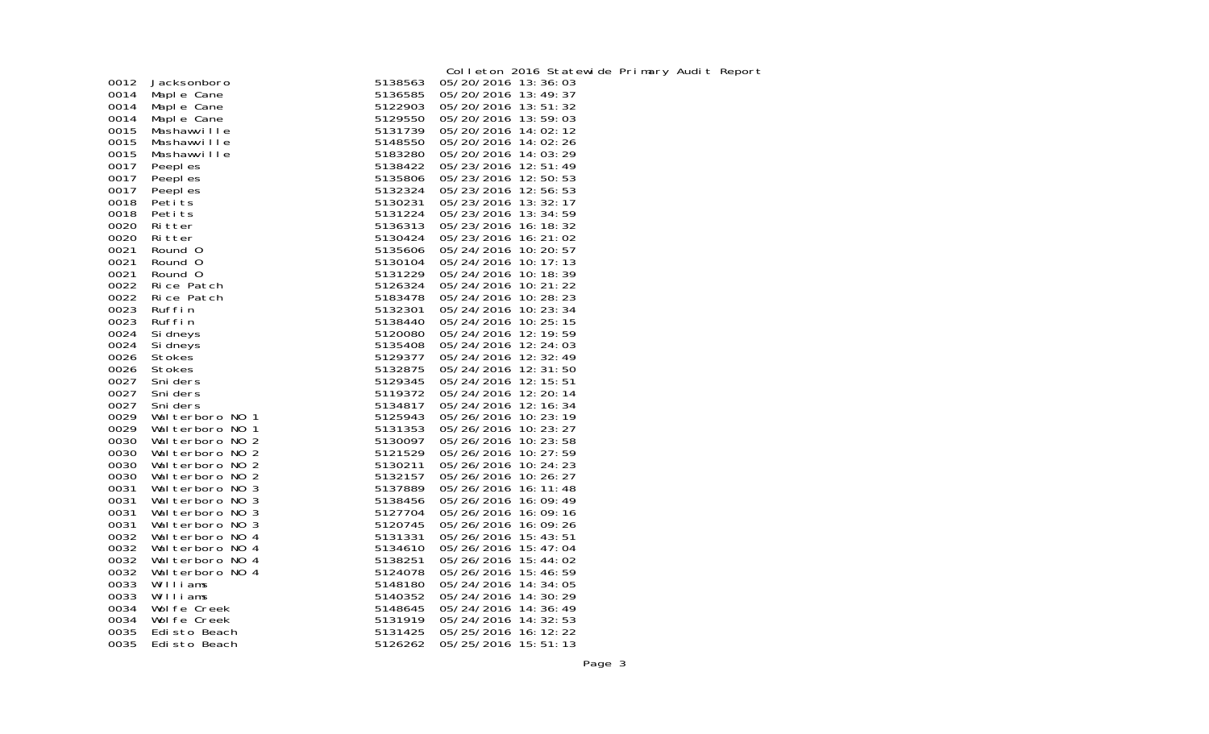Colleton 2016 Statewide Primary Audit Report

| | | | |
|---|---|---|---|
| 0012 | Jacksonboro | 5138563 | 05/20/2016 13:36:03 |
| 0014 | Maple Cane | 5136585 | 05/20/2016 13:49:37 |
| 0014 | Maple Cane | 5122903 | 05/20/2016 13:51:32 |
| 0014 | Maple Cane | 5129550 | 05/20/2016 13:59:03 |
| 0015 | Mashawville | 5131739 | 05/20/2016 14:02:12 |
| 0015 | Mashawville | 5148550 | 05/20/2016 14:02:26 |
| 0015 | Mashawville | 5183280 | 05/20/2016 14:03:29 |
| 0017 | Peeples | 5138422 | 05/23/2016 12:51:49 |
| 0017 | Peeples | 5135806 | 05/23/2016 12:50:53 |
| 0017 | Peeples | 5132324 | 05/23/2016 12:56:53 |
| 0018 | Petits | 5130231 | 05/23/2016 13:32:17 |
| 0018 | Petits | 5131224 | 05/23/2016 13:34:59 |
| 0020 | Ritter | 5136313 | 05/23/2016 16:18:32 |
| 0020 | Ritter | 5130424 | 05/23/2016 16:21:02 |
| 0021 | Round O | 5135606 | 05/24/2016 10:20:57 |
| 0021 | Round O | 5130104 | 05/24/2016 10:17:13 |
| 0021 | Round O | 5131229 | 05/24/2016 10:18:39 |
| 0022 | Rice Patch | 5126324 | 05/24/2016 10:21:22 |
| 0022 | Rice Patch | 5183478 | 05/24/2016 10:28:23 |
| 0023 | Ruffin | 5132301 | 05/24/2016 10:23:34 |
| 0023 | Ruffin | 5138440 | 05/24/2016 10:25:15 |
| 0024 | Sidneys | 5120080 | 05/24/2016 12:19:59 |
| 0024 | Sidneys | 5135408 | 05/24/2016 12:24:03 |
| 0026 | Stokes | 5129377 | 05/24/2016 12:32:49 |
| 0026 | Stokes | 5132875 | 05/24/2016 12:31:50 |
| 0027 | Sniders | 5129345 | 05/24/2016 12:15:51 |
| 0027 | Sniders | 5119372 | 05/24/2016 12:20:14 |
| 0027 | Sniders | 5134817 | 05/24/2016 12:16:34 |
| 0029 | Walterboro NO 1 | 5125943 | 05/26/2016 10:23:19 |
| 0029 | Walterboro NO 1 | 5131353 | 05/26/2016 10:23:27 |
| 0030 | Walterboro NO 2 | 5130097 | 05/26/2016 10:23:58 |
| 0030 | Walterboro NO 2 | 5121529 | 05/26/2016 10:27:59 |
| 0030 | Walterboro NO 2 | 5130211 | 05/26/2016 10:24:23 |
| 0030 | Walterboro NO 2 | 5132157 | 05/26/2016 10:26:27 |
| 0031 | Walterboro NO 3 | 5137889 | 05/26/2016 16:11:48 |
| 0031 | Walterboro NO 3 | 5138456 | 05/26/2016 16:09:49 |
| 0031 | Walterboro NO 3 | 5127704 | 05/26/2016 16:09:16 |
| 0031 | Walterboro NO 3 | 5120745 | 05/26/2016 16:09:26 |
| 0032 | Walterboro NO 4 | 5131331 | 05/26/2016 15:43:51 |
| 0032 | Walterboro NO 4 | 5134610 | 05/26/2016 15:47:04 |
| 0032 | Walterboro NO 4 | 5138251 | 05/26/2016 15:44:02 |
| 0032 | Walterboro NO 4 | 5124078 | 05/26/2016 15:46:59 |
| 0033 | Williams | 5148180 | 05/24/2016 14:34:05 |
| 0033 | Williams | 5140352 | 05/24/2016 14:30:29 |
| 0034 | Wolfe Creek | 5148645 | 05/24/2016 14:36:49 |
| 0034 | Wolfe Creek | 5131919 | 05/24/2016 14:32:53 |
| 0035 | Edisto Beach | 5131425 | 05/25/2016 16:12:22 |
| 0035 | Edisto Beach | 5126262 | 05/25/2016 15:51:13 |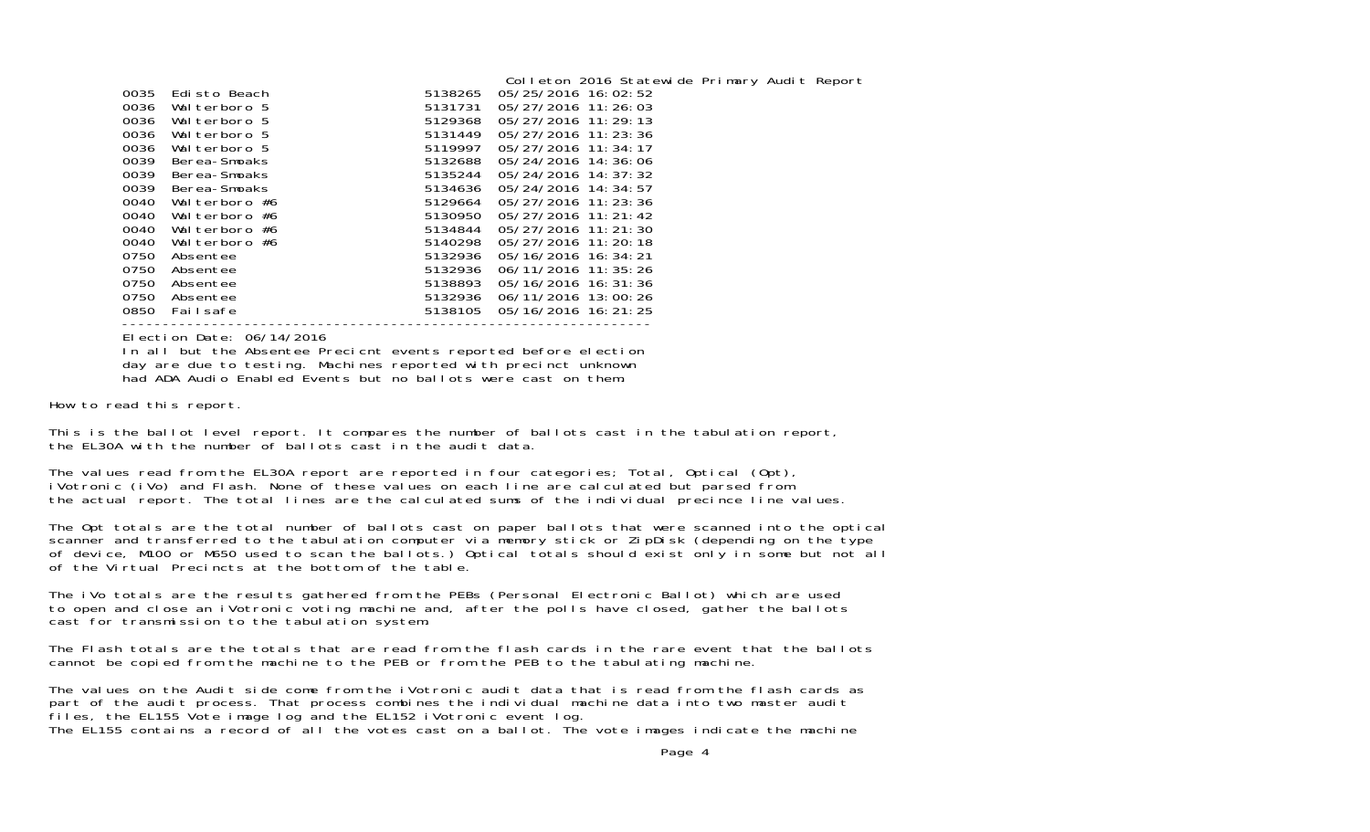Colleton 2016 Statewide Primary Audit Report

| | | | |
|---|---|---|---|
| 0035 | Edisto Beach | 5138265 | 05/25/2016 16:02:52 |
| 0036 | Walterboro 5 | 5131731 | 05/27/2016 11:26:03 |
| 0036 | Walterboro 5 | 5129368 | 05/27/2016 11:29:13 |
| 0036 | Walterboro 5 | 5131449 | 05/27/2016 11:23:36 |
| 0036 | Walterboro 5 | 5119997 | 05/27/2016 11:34:17 |
| 0039 | Berea-Smoaks | 5132688 | 05/24/2016 14:36:06 |
| 0039 | Berea-Smoaks | 5135244 | 05/24/2016 14:37:32 |
| 0039 | Berea-Smoaks | 5134636 | 05/24/2016 14:34:57 |
| 0040 | Walterboro #6 | 5129664 | 05/27/2016 11:23:36 |
| 0040 | Walterboro #6 | 5130950 | 05/27/2016 11:21:42 |
| 0040 | Walterboro #6 | 5134844 | 05/27/2016 11:21:30 |
| 0040 | Walterboro #6 | 5140298 | 05/27/2016 11:20:18 |
| 0750 | Absentee | 5132936 | 05/16/2016 16:34:21 |
| 0750 | Absentee | 5132936 | 06/11/2016 11:35:26 |
| 0750 | Absentee | 5138893 | 05/16/2016 16:31:36 |
| 0750 | Absentee | 5132936 | 06/11/2016 13:00:26 |
| 0850 | Failsafe | 5138105 | 05/16/2016 16:21:25 |

Election Date: 06/14/2016
In all but the Absentee Precicnt events reported before election day are due to testing. Machines reported with precinct unknown had ADA Audio Enabled Events but no ballots were cast on them.

How to read this report.

This is the ballot level report. It compares the number of ballots cast in the tabulation report, the EL30A with the number of ballots cast in the audit data.

The values read from the EL30A report are reported in four categories; Total, Optical (Opt), iVotronic (iVo) and Flash. None of these values on each line are calculated but parsed from the actual report. The total lines are the calculated sums of the individual precince line values.

The Opt totals are the total number of ballots cast on paper ballots that were scanned into the optical scanner and transferred to the tabulation computer via memory stick or ZipDisk (depending on the type of device, M100 or M650 used to scan the ballots.) Optical totals should exist only in some but not all of the Virtual Precincts at the bottom of the table.

The iVo totals are the results gathered from the PEBs (Personal Electronic Ballot) which are used to open and close an iVotronic voting machine and, after the polls have closed, gather the ballots cast for transmission to the tabulation system.

The Flash totals are the totals that are read from the flash cards in the rare event that the ballots cannot be copied from the machine to the PEB or from the PEB to the tabulating machine.

The values on the Audit side come from the iVotronic audit data that is read from the flash cards as part of the audit process. That process combines the individual machine data into two master audit files, the EL155 Vote image log and the EL152 iVotronic event log.
The EL155 contains a record of all the votes cast on a ballot. The vote images indicate the machine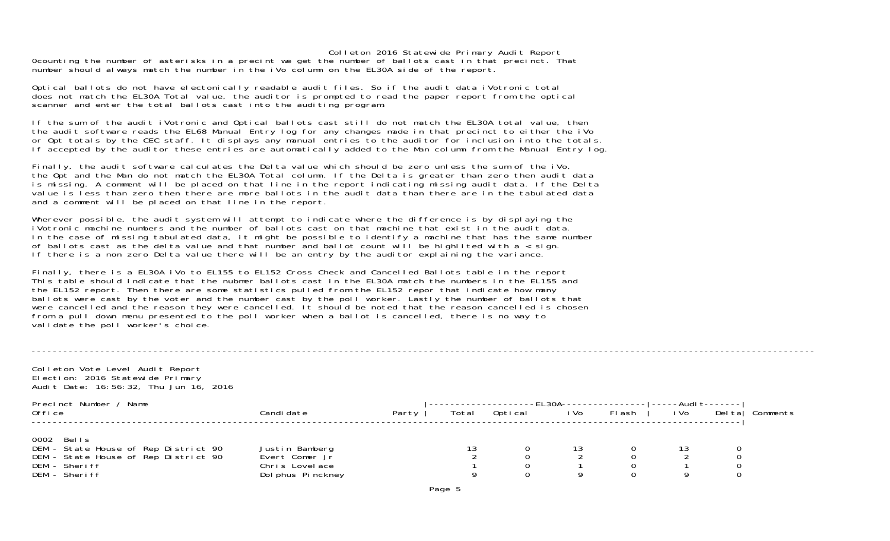Colleton 2016 Statewide Primary Audit Report

0counting the number of asterisks in a precint we get the number of ballots cast in that precinct. That number should always match the number in the iVo column on the EL30A side of the report.

Optical ballots do not have electonically readable audit files. So if the audit data iVotronic total does not match the EL30A Total value, the auditor is prompted to read the paper report from the optical scanner and enter the total ballots cast into the auditing program.

If the sum of the audit iVotronic and Optical ballots cast still do not match the EL30A total value, then the audit software reads the EL68 Manual Entry log for any changes made in that precinct to either the iVo or Opt totals by the CEC staff. It displays any manual entries to the auditor for inclusion into the totals. If accepted by the auditor these entries are automatically added to the Man column from the Manual Entry log.

Finally, the audit software calculates the Delta value which should be zero unless the sum of the iVo, the Opt and the Man do not match the EL30A Total column. If the Delta is greater than zero then audit data is missing. A comment will be placed on that line in the report indicating missing audit data. If the Delta value is less than zero then there are more ballots in the audit data than there are in the tabulated data and a comment will be placed on that line in the report.

Wherever possible, the audit system will attempt to indicate where the difference is by displaying the iVotronic machine numbers and the number of ballots cast on that machine that exist in the audit data. In the case of missing tabulated data, it might be possible to identify a machine that has the same number of ballots cast as the delta value and that number and ballot count will be highlited with a < sign. If there is a non zero Delta value there will be an entry by the auditor explaining the variance.

Finally, there is a EL30A iVo to EL155 to EL152 Cross Check and Cancelled Ballots table in the report This table should indicate that the nubmer ballots cast in the EL30A match the numbers in the EL155 and the EL152 report. Then there are some statistics pulled from the EL152 repor that indicate how many ballots were cast by the voter and the number cast by the poll worker. Lastly the number of ballots that were cancelled and the reason they were cancelled. It should be noted that the reason cancelled is chosen from a pull down menu presented to the poll worker when a ballot is cancelled, there is no way to validate the poll worker's choice.

---

Colleton Vote Level Audit Report
Election: 2016 Statewide Primary
Audit Date: 16:56:32, Thu Jun 16, 2016

| Precinct Number / Name | | | EL30A | | | | Audit | | |
|---|---|---|---|---|---|---|---|---|---|
| Office | Candidate | Party | Total | Optical | iVo | Flash | iVo | Delta | Comments |
| **0002 Bells** | | | | | | | | | |
| DEM - State House of Rep District 90 | Justin Bamberg | | 13 | 0 | 13 | 0 | 13 | 0 | |
| DEM - State House of Rep District 90 | Evert Comer Jr | | 2 | 0 | 2 | 0 | 2 | 0 | |
| DEM - Sheriff | Chris Lovelace | | 1 | 0 | 1 | 0 | 1 | 0 | |
| DEM - Sheriff | Dolphus Pinckney | | 9 | 0 | 9 | 0 | 9 | 0 | |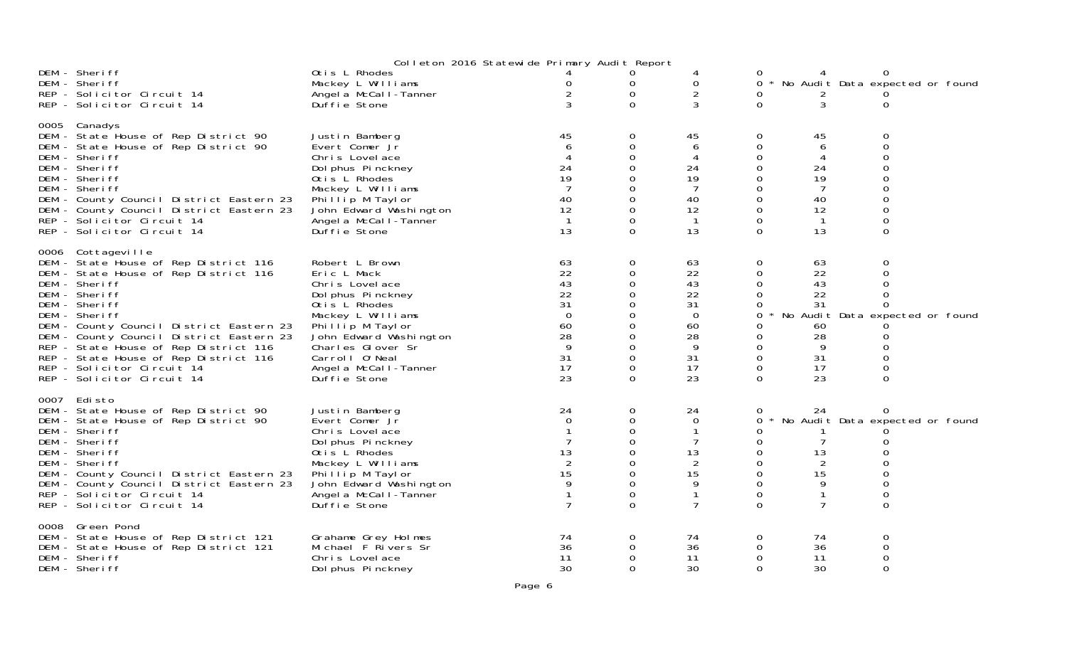Colleton 2016 Statewide Primary Audit Report

| Contest | Candidate | | | | | | |
|---|---|---|---|---|---|---|---|
| DEM - Sheriff | Otis L Rhodes | 4 | 0 | 4 | 0 | 4 | 0 |
| DEM - Sheriff | Mackey L Williams | 0 | 0 | 0 | 0 * No Audit Data expected or found | | |
| REP - Solicitor Circuit 14 | Angela McCall-Tanner | 2 | 0 | 2 | 0 | 2 | 0 |
| REP - Solicitor Circuit 14 | Duffie Stone | 3 | 0 | 3 | 0 | 3 | 0 |
| **0005 Canadys** | | | | | | | |
| DEM - State House of Rep District 90 | Justin Bamberg | 45 | 0 | 45 | 0 | 45 | 0 |
| DEM - State House of Rep District 90 | Evert Comer Jr | 6 | 0 | 6 | 0 | 6 | 0 |
| DEM - Sheriff | Chris Lovelace | 4 | 0 | 4 | 0 | 4 | 0 |
| DEM - Sheriff | Dolphus Pinckney | 24 | 0 | 24 | 0 | 24 | 0 |
| DEM - Sheriff | Otis L Rhodes | 19 | 0 | 19 | 0 | 19 | 0 |
| DEM - Sheriff | Mackey L Williams | 7 | 0 | 7 | 0 | 7 | 0 |
| DEM - County Council District Eastern 23 | Phillip M Taylor | 40 | 0 | 40 | 0 | 40 | 0 |
| DEM - County Council District Eastern 23 | John Edward Washington | 12 | 0 | 12 | 0 | 12 | 0 |
| REP - Solicitor Circuit 14 | Angela McCall-Tanner | 1 | 0 | 1 | 0 | 1 | 0 |
| REP - Solicitor Circuit 14 | Duffie Stone | 13 | 0 | 13 | 0 | 13 | 0 |
| **0006 Cottageville** | | | | | | | |
| DEM - State House of Rep District 116 | Robert L Brown | 63 | 0 | 63 | 0 | 63 | 0 |
| DEM - State House of Rep District 116 | Eric L Mack | 22 | 0 | 22 | 0 | 22 | 0 |
| DEM - Sheriff | Chris Lovelace | 43 | 0 | 43 | 0 | 43 | 0 |
| DEM - Sheriff | Dolphus Pinckney | 22 | 0 | 22 | 0 | 22 | 0 |
| DEM - Sheriff | Otis L Rhodes | 31 | 0 | 31 | 0 | 31 | 0 |
| DEM - Sheriff | Mackey L Williams | 0 | 0 | 0 | 0 * No Audit Data expected or found | | |
| DEM - County Council District Eastern 23 | Phillip M Taylor | 60 | 0 | 60 | 0 | 60 | 0 |
| DEM - County Council District Eastern 23 | John Edward Washington | 28 | 0 | 28 | 0 | 28 | 0 |
| REP - State House of Rep District 116 | Charles Glover Sr | 9 | 0 | 9 | 0 | 9 | 0 |
| REP - State House of Rep District 116 | Carroll O'Neal | 31 | 0 | 31 | 0 | 31 | 0 |
| REP - Solicitor Circuit 14 | Angela McCall-Tanner | 17 | 0 | 17 | 0 | 17 | 0 |
| REP - Solicitor Circuit 14 | Duffie Stone | 23 | 0 | 23 | 0 | 23 | 0 |
| **0007 Edisto** | | | | | | | |
| DEM - State House of Rep District 90 | Justin Bamberg | 24 | 0 | 24 | 0 | 24 | 0 |
| DEM - State House of Rep District 90 | Evert Comer Jr | 0 | 0 | 0 | 0 * No Audit Data expected or found | | |
| DEM - Sheriff | Chris Lovelace | 1 | 0 | 1 | 0 | 1 | 0 |
| DEM - Sheriff | Dolphus Pinckney | 7 | 0 | 7 | 0 | 7 | 0 |
| DEM - Sheriff | Otis L Rhodes | 13 | 0 | 13 | 0 | 13 | 0 |
| DEM - Sheriff | Mackey L Williams | 2 | 0 | 2 | 0 | 2 | 0 |
| DEM - County Council District Eastern 23 | Phillip M Taylor | 15 | 0 | 15 | 0 | 15 | 0 |
| DEM - County Council District Eastern 23 | John Edward Washington | 9 | 0 | 9 | 0 | 9 | 0 |
| REP - Solicitor Circuit 14 | Angela McCall-Tanner | 1 | 0 | 1 | 0 | 1 | 0 |
| REP - Solicitor Circuit 14 | Duffie Stone | 7 | 0 | 7 | 0 | 7 | 0 |
| **0008 Green Pond** | | | | | | | |
| DEM - State House of Rep District 121 | Grahame Grey Holmes | 74 | 0 | 74 | 0 | 74 | 0 |
| DEM - State House of Rep District 121 | Michael F Rivers Sr | 36 | 0 | 36 | 0 | 36 | 0 |
| DEM - Sheriff | Chris Lovelace | 11 | 0 | 11 | 0 | 11 | 0 |
| DEM - Sheriff | Dolphus Pinckney | 30 | 0 | 30 | 0 | 30 | 0 |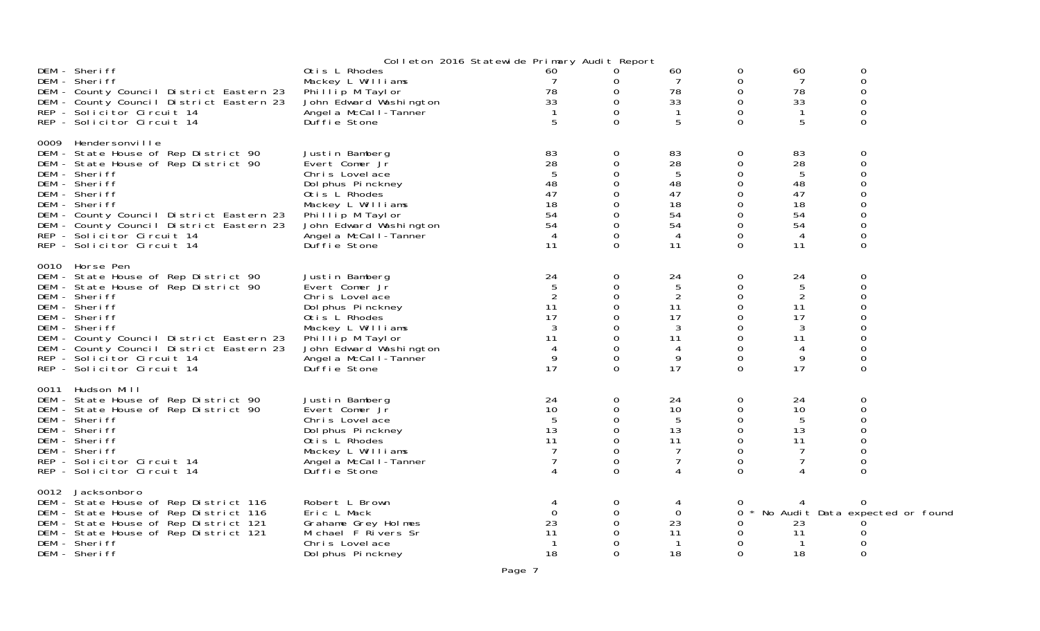Colleton 2016 Statewide Primary Audit Report

| Contest | Candidate | | | | | | |
|---|---|---|---|---|---|---|---|
| DEM - Sheriff | Otis L Rhodes | 60 | 0 | 60 | 0 | 60 | 0 |
| DEM - Sheriff | Mackey L Williams | 7 | 0 | 7 | 0 | 7 | 0 |
| DEM - County Council District Eastern 23 | Phillip M Taylor | 78 | 0 | 78 | 0 | 78 | 0 |
| DEM - County Council District Eastern 23 | John Edward Washington | 33 | 0 | 33 | 0 | 33 | 0 |
| REP - Solicitor Circuit 14 | Angela McCall-Tanner | 1 | 0 | 1 | 0 | 1 | 0 |
| REP - Solicitor Circuit 14 | Duffie Stone | 5 | 0 | 5 | 0 | 5 | 0 |
| **0009 Hendersonville** | | | | | | | |
| DEM - State House of Rep District 90 | Justin Bamberg | 83 | 0 | 83 | 0 | 83 | 0 |
| DEM - State House of Rep District 90 | Evert Comer Jr | 28 | 0 | 28 | 0 | 28 | 0 |
| DEM - Sheriff | Chris Lovelace | 5 | 0 | 5 | 0 | 5 | 0 |
| DEM - Sheriff | Dolphus Pinckney | 48 | 0 | 48 | 0 | 48 | 0 |
| DEM - Sheriff | Otis L Rhodes | 47 | 0 | 47 | 0 | 47 | 0 |
| DEM - Sheriff | Mackey L Williams | 18 | 0 | 18 | 0 | 18 | 0 |
| DEM - County Council District Eastern 23 | Phillip M Taylor | 54 | 0 | 54 | 0 | 54 | 0 |
| DEM - County Council District Eastern 23 | John Edward Washington | 54 | 0 | 54 | 0 | 54 | 0 |
| REP - Solicitor Circuit 14 | Angela McCall-Tanner | 4 | 0 | 4 | 0 | 4 | 0 |
| REP - Solicitor Circuit 14 | Duffie Stone | 11 | 0 | 11 | 0 | 11 | 0 |
| **0010 Horse Pen** | | | | | | | |
| DEM - State House of Rep District 90 | Justin Bamberg | 24 | 0 | 24 | 0 | 24 | 0 |
| DEM - State House of Rep District 90 | Evert Comer Jr | 5 | 0 | 5 | 0 | 5 | 0 |
| DEM - Sheriff | Chris Lovelace | 2 | 0 | 2 | 0 | 2 | 0 |
| DEM - Sheriff | Dolphus Pinckney | 11 | 0 | 11 | 0 | 11 | 0 |
| DEM - Sheriff | Otis L Rhodes | 17 | 0 | 17 | 0 | 17 | 0 |
| DEM - Sheriff | Mackey L Williams | 3 | 0 | 3 | 0 | 3 | 0 |
| DEM - County Council District Eastern 23 | Phillip M Taylor | 11 | 0 | 11 | 0 | 11 | 0 |
| DEM - County Council District Eastern 23 | John Edward Washington | 4 | 0 | 4 | 0 | 4 | 0 |
| REP - Solicitor Circuit 14 | Angela McCall-Tanner | 9 | 0 | 9 | 0 | 9 | 0 |
| REP - Solicitor Circuit 14 | Duffie Stone | 17 | 0 | 17 | 0 | 17 | 0 |
| **0011 Hudson Mill** | | | | | | | |
| DEM - State House of Rep District 90 | Justin Bamberg | 24 | 0 | 24 | 0 | 24 | 0 |
| DEM - State House of Rep District 90 | Evert Comer Jr | 10 | 0 | 10 | 0 | 10 | 0 |
| DEM - Sheriff | Chris Lovelace | 5 | 0 | 5 | 0 | 5 | 0 |
| DEM - Sheriff | Dolphus Pinckney | 13 | 0 | 13 | 0 | 13 | 0 |
| DEM - Sheriff | Otis L Rhodes | 11 | 0 | 11 | 0 | 11 | 0 |
| DEM - Sheriff | Mackey L Williams | 7 | 0 | 7 | 0 | 7 | 0 |
| REP - Solicitor Circuit 14 | Angela McCall-Tanner | 7 | 0 | 7 | 0 | 7 | 0 |
| REP - Solicitor Circuit 14 | Duffie Stone | 4 | 0 | 4 | 0 | 4 | 0 |
| **0012 Jacksonboro** | | | | | | | |
| DEM - State House of Rep District 116 | Robert L Brown | 4 | 0 | 4 | 0 | 4 | 0 |
| DEM - State House of Rep District 116 | Eric L Mack | 0 | 0 | 0 | 0 * No Audit Data expected or found | | |
| DEM - State House of Rep District 121 | Grahame Grey Holmes | 23 | 0 | 23 | 0 | 23 | 0 |
| DEM - State House of Rep District 121 | Michael F Rivers Sr | 11 | 0 | 11 | 0 | 11 | 0 |
| DEM - Sheriff | Chris Lovelace | 1 | 0 | 1 | 0 | 1 | 0 |
| DEM - Sheriff | Dolphus Pinckney | 18 | 0 | 18 | 0 | 18 | 0 |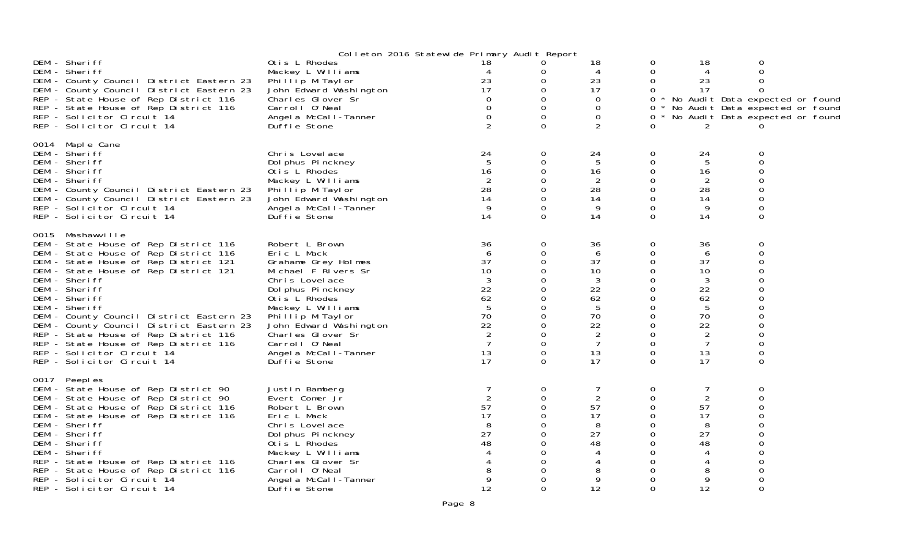Colleton 2016 Statewide Primary Audit Report

| Contest | Candidate | | | | | | |
|---|---|---|---|---|---|---|---|
| DEM - Sheriff | Otis L Rhodes | 18 | 0 | 18 | 0 | 18 | 0 |
| DEM - Sheriff | Mackey L Williams | 4 | 0 | 4 | 0 | 4 | 0 |
| DEM - County Council District Eastern 23 | Phillip M Taylor | 23 | 0 | 23 | 0 | 23 | 0 |
| DEM - County Council District Eastern 23 | John Edward Washington | 17 | 0 | 17 | 0 | 17 | 0 |
| REP - State House of Rep District 116 | Charles Glover Sr | 0 | 0 | 0 | 0 * No Audit Data expected or found | | |
| REP - State House of Rep District 116 | Carroll O'Neal | 0 | 0 | 0 | 0 * No Audit Data expected or found | | |
| REP - Solicitor Circuit 14 | Angela McCall-Tanner | 0 | 0 | 0 | 0 * No Audit Data expected or found | | |
| REP - Solicitor Circuit 14 | Duffie Stone | 2 | 0 | 2 | 0 | 2 | 0 |

0014 Maple Cane

| Contest | Candidate | | | | | | |
|---|---|---|---|---|---|---|---|
| DEM - Sheriff | Chris Lovelace | 24 | 0 | 24 | 0 | 24 | 0 |
| DEM - Sheriff | Dolphus Pinckney | 5 | 0 | 5 | 0 | 5 | 0 |
| DEM - Sheriff | Otis L Rhodes | 16 | 0 | 16 | 0 | 16 | 0 |
| DEM - Sheriff | Mackey L Williams | 2 | 0 | 2 | 0 | 2 | 0 |
| DEM - County Council District Eastern 23 | Phillip M Taylor | 28 | 0 | 28 | 0 | 28 | 0 |
| DEM - County Council District Eastern 23 | John Edward Washington | 14 | 0 | 14 | 0 | 14 | 0 |
| REP - Solicitor Circuit 14 | Angela McCall-Tanner | 9 | 0 | 9 | 0 | 9 | 0 |
| REP - Solicitor Circuit 14 | Duffie Stone | 14 | 0 | 14 | 0 | 14 | 0 |

0015 Mashawville

| Contest | Candidate | | | | | | |
|---|---|---|---|---|---|---|---|
| DEM - State House of Rep District 116 | Robert L Brown | 36 | 0 | 36 | 0 | 36 | 0 |
| DEM - State House of Rep District 116 | Eric L Mack | 6 | 0 | 6 | 0 | 6 | 0 |
| DEM - State House of Rep District 121 | Grahame Grey Holmes | 37 | 0 | 37 | 0 | 37 | 0 |
| DEM - State House of Rep District 121 | Michael F Rivers Sr | 10 | 0 | 10 | 0 | 10 | 0 |
| DEM - Sheriff | Chris Lovelace | 3 | 0 | 3 | 0 | 3 | 0 |
| DEM - Sheriff | Dolphus Pinckney | 22 | 0 | 22 | 0 | 22 | 0 |
| DEM - Sheriff | Otis L Rhodes | 62 | 0 | 62 | 0 | 62 | 0 |
| DEM - Sheriff | Mackey L Williams | 5 | 0 | 5 | 0 | 5 | 0 |
| DEM - County Council District Eastern 23 | Phillip M Taylor | 70 | 0 | 70 | 0 | 70 | 0 |
| DEM - County Council District Eastern 23 | John Edward Washington | 22 | 0 | 22 | 0 | 22 | 0 |
| REP - State House of Rep District 116 | Charles Glover Sr | 2 | 0 | 2 | 0 | 2 | 0 |
| REP - State House of Rep District 116 | Carroll O'Neal | 7 | 0 | 7 | 0 | 7 | 0 |
| REP - Solicitor Circuit 14 | Angela McCall-Tanner | 13 | 0 | 13 | 0 | 13 | 0 |
| REP - Solicitor Circuit 14 | Duffie Stone | 17 | 0 | 17 | 0 | 17 | 0 |

0017 Peeples

| Contest | Candidate | | | | | | |
|---|---|---|---|---|---|---|---|
| DEM - State House of Rep District 90 | Justin Bamberg | 7 | 0 | 7 | 0 | 7 | 0 |
| DEM - State House of Rep District 90 | Evert Comer Jr | 2 | 0 | 2 | 0 | 2 | 0 |
| DEM - State House of Rep District 116 | Robert L Brown | 57 | 0 | 57 | 0 | 57 | 0 |
| DEM - State House of Rep District 116 | Eric L Mack | 17 | 0 | 17 | 0 | 17 | 0 |
| DEM - Sheriff | Chris Lovelace | 8 | 0 | 8 | 0 | 8 | 0 |
| DEM - Sheriff | Dolphus Pinckney | 27 | 0 | 27 | 0 | 27 | 0 |
| DEM - Sheriff | Otis L Rhodes | 48 | 0 | 48 | 0 | 48 | 0 |
| DEM - Sheriff | Mackey L Williams | 4 | 0 | 4 | 0 | 4 | 0 |
| REP - State House of Rep District 116 | Charles Glover Sr | 4 | 0 | 4 | 0 | 4 | 0 |
| REP - State House of Rep District 116 | Carroll O'Neal | 8 | 0 | 8 | 0 | 8 | 0 |
| REP - Solicitor Circuit 14 | Angela McCall-Tanner | 9 | 0 | 9 | 0 | 9 | 0 |
| REP - Solicitor Circuit 14 | Duffie Stone | 12 | 0 | 12 | 0 | 12 | 0 |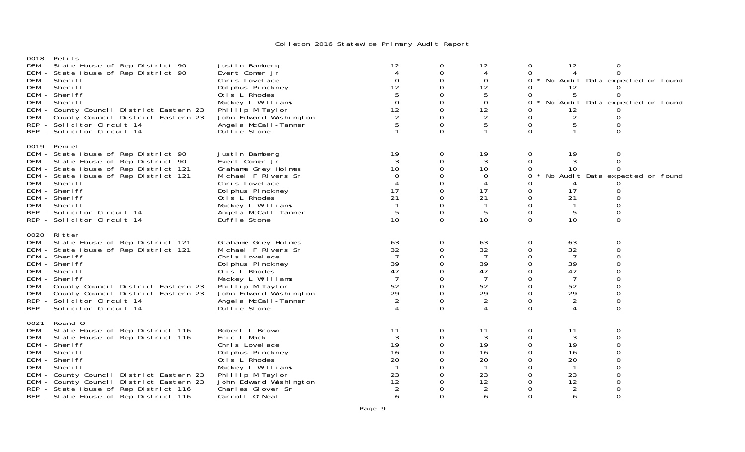Colleton 2016 Statewide Primary Audit Report

## 0018 Petits

| Contest | Candidate | | | | | | |
|---|---|---|---|---|---|---|---|
| DEM - State House of Rep District 90 | Justin Bamberg | 12 | 0 | 12 | 0 | 12 | 0 |
| DEM - State House of Rep District 90 | Evert Comer Jr | 4 | 0 | 4 | 0 | 4 | 0 |
| DEM - Sheriff | Chris Lovelace | 0 | 0 | 0 | 0 * No Audit Data expected or found | | |
| DEM - Sheriff | Dolphus Pinckney | 12 | 0 | 12 | 0 | 12 | 0 |
| DEM - Sheriff | Otis L Rhodes | 5 | 0 | 5 | 0 | 5 | 0 |
| DEM - Sheriff | Mackey L Williams | 0 | 0 | 0 | 0 * No Audit Data expected or found | | |
| DEM - County Council District Eastern 23 | Phillip M Taylor | 12 | 0 | 12 | 0 | 12 | 0 |
| DEM - County Council District Eastern 23 | John Edward Washington | 2 | 0 | 2 | 0 | 2 | 0 |
| REP - Solicitor Circuit 14 | Angela McCall-Tanner | 5 | 0 | 5 | 0 | 5 | 0 |
| REP - Solicitor Circuit 14 | Duffie Stone | 1 | 0 | 1 | 0 | 1 | 0 |

## 0019 Peniel

| Contest | Candidate | | | | | | |
|---|---|---|---|---|---|---|---|
| DEM - State House of Rep District 90 | Justin Bamberg | 19 | 0 | 19 | 0 | 19 | 0 |
| DEM - State House of Rep District 90 | Evert Comer Jr | 3 | 0 | 3 | 0 | 3 | 0 |
| DEM - State House of Rep District 121 | Grahame Grey Holmes | 10 | 0 | 10 | 0 | 10 | 0 |
| DEM - State House of Rep District 121 | Michael F Rivers Sr | 0 | 0 | 0 | 0 * No Audit Data expected or found | | |
| DEM - Sheriff | Chris Lovelace | 4 | 0 | 4 | 0 | 4 | 0 |
| DEM - Sheriff | Dolphus Pinckney | 17 | 0 | 17 | 0 | 17 | 0 |
| DEM - Sheriff | Otis L Rhodes | 21 | 0 | 21 | 0 | 21 | 0 |
| DEM - Sheriff | Mackey L Williams | 1 | 0 | 1 | 0 | 1 | 0 |
| REP - Solicitor Circuit 14 | Angela McCall-Tanner | 5 | 0 | 5 | 0 | 5 | 0 |
| REP - Solicitor Circuit 14 | Duffie Stone | 10 | 0 | 10 | 0 | 10 | 0 |

## 0020 Ritter

| Contest | Candidate | | | | | | |
|---|---|---|---|---|---|---|---|
| DEM - State House of Rep District 121 | Grahame Grey Holmes | 63 | 0 | 63 | 0 | 63 | 0 |
| DEM - State House of Rep District 121 | Michael F Rivers Sr | 32 | 0 | 32 | 0 | 32 | 0 |
| DEM - Sheriff | Chris Lovelace | 7 | 0 | 7 | 0 | 7 | 0 |
| DEM - Sheriff | Dolphus Pinckney | 39 | 0 | 39 | 0 | 39 | 0 |
| DEM - Sheriff | Otis L Rhodes | 47 | 0 | 47 | 0 | 47 | 0 |
| DEM - Sheriff | Mackey L Williams | 7 | 0 | 7 | 0 | 7 | 0 |
| DEM - County Council District Eastern 23 | Phillip M Taylor | 52 | 0 | 52 | 0 | 52 | 0 |
| DEM - County Council District Eastern 23 | John Edward Washington | 29 | 0 | 29 | 0 | 29 | 0 |
| REP - Solicitor Circuit 14 | Angela McCall-Tanner | 2 | 0 | 2 | 0 | 2 | 0 |
| REP - Solicitor Circuit 14 | Duffie Stone | 4 | 0 | 4 | 0 | 4 | 0 |

## 0021 Round O

| Contest | Candidate | | | | | | |
|---|---|---|---|---|---|---|---|
| DEM - State House of Rep District 116 | Robert L Brown | 11 | 0 | 11 | 0 | 11 | 0 |
| DEM - State House of Rep District 116 | Eric L Mack | 3 | 0 | 3 | 0 | 3 | 0 |
| DEM - Sheriff | Chris Lovelace | 19 | 0 | 19 | 0 | 19 | 0 |
| DEM - Sheriff | Dolphus Pinckney | 16 | 0 | 16 | 0 | 16 | 0 |
| DEM - Sheriff | Otis L Rhodes | 20 | 0 | 20 | 0 | 20 | 0 |
| DEM - Sheriff | Mackey L Williams | 1 | 0 | 1 | 0 | 1 | 0 |
| DEM - County Council District Eastern 23 | Phillip M Taylor | 23 | 0 | 23 | 0 | 23 | 0 |
| DEM - County Council District Eastern 23 | John Edward Washington | 12 | 0 | 12 | 0 | 12 | 0 |
| REP - State House of Rep District 116 | Charles Glover Sr | 2 | 0 | 2 | 0 | 2 | 0 |
| REP - State House of Rep District 116 | Carroll O'Neal | 6 | 0 | 6 | 0 | 6 | 0 |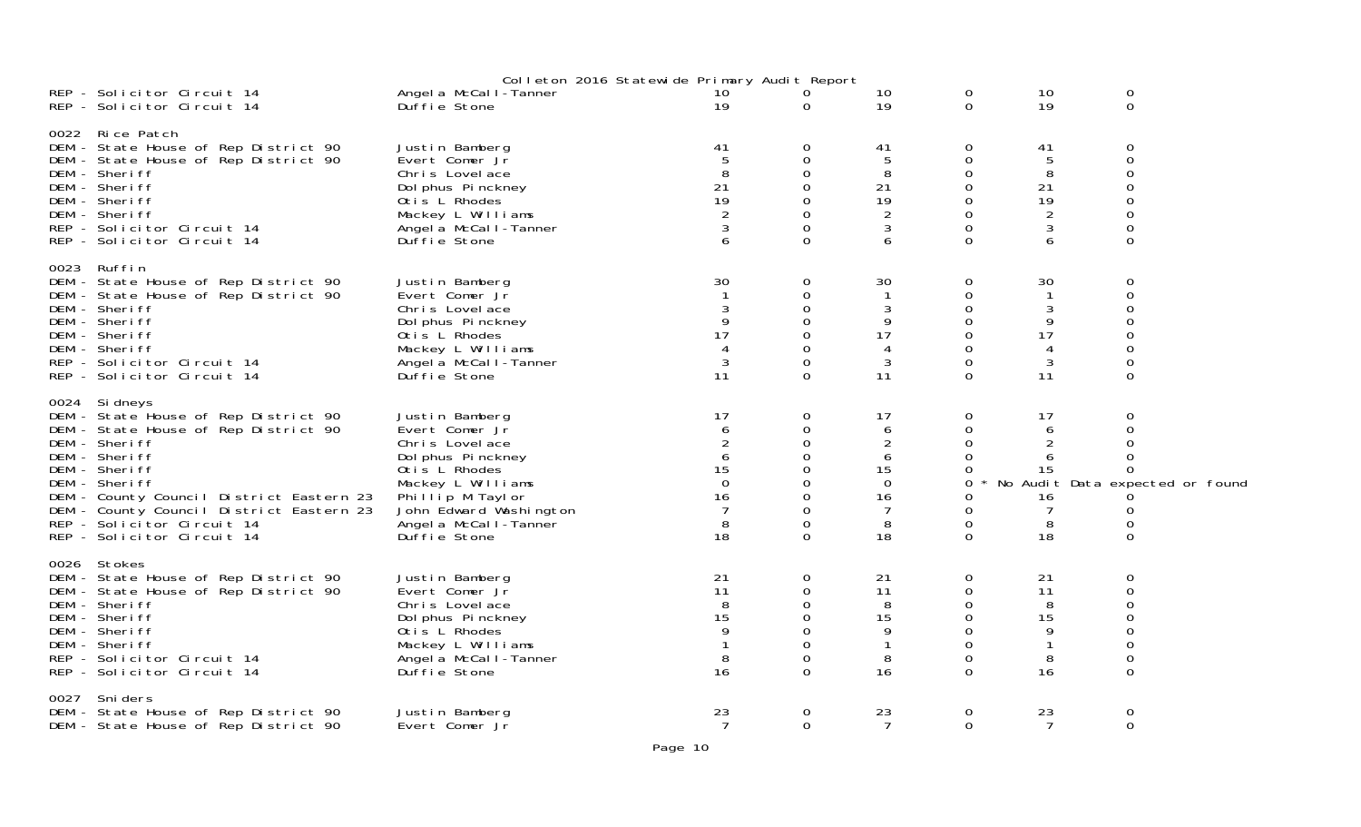Colleton 2016 Statewide Primary Audit Report

| Contest | Candidate | | | | | | |
|---|---|---|---|---|---|---|---|
| REP - Solicitor Circuit 14 | Angela McCall-Tanner | 10 | 0 | 10 | 0 | 10 | 0 |
| REP - Solicitor Circuit 14 | Duffie Stone | 19 | 0 | 19 | 0 | 19 | 0 |
| **0022 Rice Patch** | | | | | | | |
| DEM - State House of Rep District 90 | Justin Bamberg | 41 | 0 | 41 | 0 | 41 | 0 |
| DEM - State House of Rep District 90 | Evert Comer Jr | 5 | 0 | 5 | 0 | 5 | 0 |
| DEM - Sheriff | Chris Lovelace | 8 | 0 | 8 | 0 | 8 | 0 |
| DEM - Sheriff | Dolphus Pinckney | 21 | 0 | 21 | 0 | 21 | 0 |
| DEM - Sheriff | Otis L Rhodes | 19 | 0 | 19 | 0 | 19 | 0 |
| DEM - Sheriff | Mackey L Williams | 2 | 0 | 2 | 0 | 2 | 0 |
| REP - Solicitor Circuit 14 | Angela McCall-Tanner | 3 | 0 | 3 | 0 | 3 | 0 |
| REP - Solicitor Circuit 14 | Duffie Stone | 6 | 0 | 6 | 0 | 6 | 0 |
| **0023 Ruffin** | | | | | | | |
| DEM - State House of Rep District 90 | Justin Bamberg | 30 | 0 | 30 | 0 | 30 | 0 |
| DEM - State House of Rep District 90 | Evert Comer Jr | 1 | 0 | 1 | 0 | 1 | 0 |
| DEM - Sheriff | Chris Lovelace | 3 | 0 | 3 | 0 | 3 | 0 |
| DEM - Sheriff | Dolphus Pinckney | 9 | 0 | 9 | 0 | 9 | 0 |
| DEM - Sheriff | Otis L Rhodes | 17 | 0 | 17 | 0 | 17 | 0 |
| DEM - Sheriff | Mackey L Williams | 4 | 0 | 4 | 0 | 4 | 0 |
| REP - Solicitor Circuit 14 | Angela McCall-Tanner | 3 | 0 | 3 | 0 | 3 | 0 |
| REP - Solicitor Circuit 14 | Duffie Stone | 11 | 0 | 11 | 0 | 11 | 0 |
| **0024 Sidneys** | | | | | | | |
| DEM - State House of Rep District 90 | Justin Bamberg | 17 | 0 | 17 | 0 | 17 | 0 |
| DEM - State House of Rep District 90 | Evert Comer Jr | 6 | 0 | 6 | 0 | 6 | 0 |
| DEM - Sheriff | Chris Lovelace | 2 | 0 | 2 | 0 | 2 | 0 |
| DEM - Sheriff | Dolphus Pinckney | 6 | 0 | 6 | 0 | 6 | 0 |
| DEM - Sheriff | Otis L Rhodes | 15 | 0 | 15 | 0 | 15 | 0 |
| DEM - Sheriff | Mackey L Williams | 0 | 0 | 0 | 0 * No Audit Data expected or found | | |
| DEM - County Council District Eastern 23 | Phillip M Taylor | 16 | 0 | 16 | 0 | 16 | 0 |
| DEM - County Council District Eastern 23 | John Edward Washington | 7 | 0 | 7 | 0 | 7 | 0 |
| REP - Solicitor Circuit 14 | Angela McCall-Tanner | 8 | 0 | 8 | 0 | 8 | 0 |
| REP - Solicitor Circuit 14 | Duffie Stone | 18 | 0 | 18 | 0 | 18 | 0 |
| **0026 Stokes** | | | | | | | |
| DEM - State House of Rep District 90 | Justin Bamberg | 21 | 0 | 21 | 0 | 21 | 0 |
| DEM - State House of Rep District 90 | Evert Comer Jr | 11 | 0 | 11 | 0 | 11 | 0 |
| DEM - Sheriff | Chris Lovelace | 8 | 0 | 8 | 0 | 8 | 0 |
| DEM - Sheriff | Dolphus Pinckney | 15 | 0 | 15 | 0 | 15 | 0 |
| DEM - Sheriff | Otis L Rhodes | 9 | 0 | 9 | 0 | 9 | 0 |
| DEM - Sheriff | Mackey L Williams | 1 | 0 | 1 | 0 | 1 | 0 |
| REP - Solicitor Circuit 14 | Angela McCall-Tanner | 8 | 0 | 8 | 0 | 8 | 0 |
| REP - Solicitor Circuit 14 | Duffie Stone | 16 | 0 | 16 | 0 | 16 | 0 |
| **0027 Sniders** | | | | | | | |
| DEM - State House of Rep District 90 | Justin Bamberg | 23 | 0 | 23 | 0 | 23 | 0 |
| DEM - State House of Rep District 90 | Evert Comer Jr | 7 | 0 | 7 | 0 | 7 | 0 |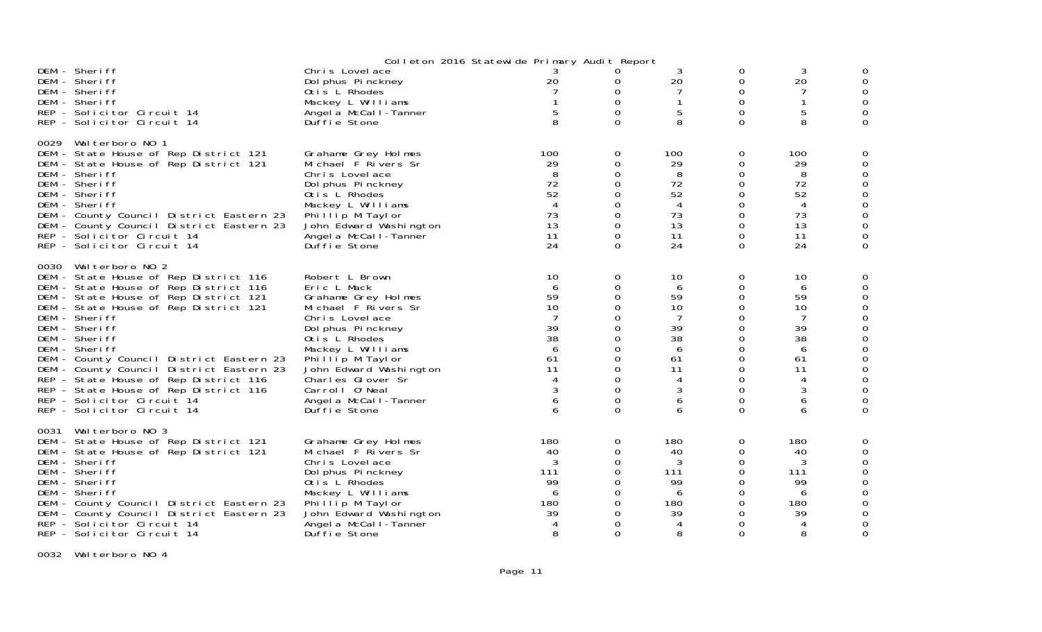Colleton 2016 Statewide Primary Audit Report

| | | | | | | | |
|---|---|---|---|---|---|---|---|
| DEM - Sheriff | Chris Lovelace | 3 | 0 | 3 | 0 | 3 | 0 |
| DEM - Sheriff | Dolphus Pinckney | 20 | 0 | 20 | 0 | 20 | 0 |
| DEM - Sheriff | Otis L Rhodes | 7 | 0 | 7 | 0 | 7 | 0 |
| DEM - Sheriff | Mackey L Williams | 1 | 0 | 1 | 0 | 1 | 0 |
| REP - Solicitor Circuit 14 | Angela McCall-Tanner | 5 | 0 | 5 | 0 | 5 | 0 |
| REP - Solicitor Circuit 14 | Duffie Stone | 8 | 0 | 8 | 0 | 8 | 0 |

0029 Walterboro NO 1

| | | | | | | | |
|---|---|---|---|---|---|---|---|
| DEM - State House of Rep District 121 | Grahame Grey Holmes | 100 | 0 | 100 | 0 | 100 | 0 |
| DEM - State House of Rep District 121 | Michael F Rivers Sr | 29 | 0 | 29 | 0 | 29 | 0 |
| DEM - Sheriff | Chris Lovelace | 8 | 0 | 8 | 0 | 8 | 0 |
| DEM - Sheriff | Dolphus Pinckney | 72 | 0 | 72 | 0 | 72 | 0 |
| DEM - Sheriff | Otis L Rhodes | 52 | 0 | 52 | 0 | 52 | 0 |
| DEM - Sheriff | Mackey L Williams | 4 | 0 | 4 | 0 | 4 | 0 |
| DEM - County Council District Eastern 23 | Phillip M Taylor | 73 | 0 | 73 | 0 | 73 | 0 |
| DEM - County Council District Eastern 23 | John Edward Washington | 13 | 0 | 13 | 0 | 13 | 0 |
| REP - Solicitor Circuit 14 | Angela McCall-Tanner | 11 | 0 | 11 | 0 | 11 | 0 |
| REP - Solicitor Circuit 14 | Duffie Stone | 24 | 0 | 24 | 0 | 24 | 0 |

0030 Walterboro NO 2

| | | | | | | | |
|---|---|---|---|---|---|---|---|
| DEM - State House of Rep District 116 | Robert L Brown | 10 | 0 | 10 | 0 | 10 | 0 |
| DEM - State House of Rep District 116 | Eric L Mack | 6 | 0 | 6 | 0 | 6 | 0 |
| DEM - State House of Rep District 121 | Grahame Grey Holmes | 59 | 0 | 59 | 0 | 59 | 0 |
| DEM - State House of Rep District 121 | Michael F Rivers Sr | 10 | 0 | 10 | 0 | 10 | 0 |
| DEM - Sheriff | Chris Lovelace | 7 | 0 | 7 | 0 | 7 | 0 |
| DEM - Sheriff | Dolphus Pinckney | 39 | 0 | 39 | 0 | 39 | 0 |
| DEM - Sheriff | Otis L Rhodes | 38 | 0 | 38 | 0 | 38 | 0 |
| DEM - Sheriff | Mackey L Williams | 6 | 0 | 6 | 0 | 6 | 0 |
| DEM - County Council District Eastern 23 | Phillip M Taylor | 61 | 0 | 61 | 0 | 61 | 0 |
| DEM - County Council District Eastern 23 | John Edward Washington | 11 | 0 | 11 | 0 | 11 | 0 |
| REP - State House of Rep District 116 | Charles Glover Sr | 4 | 0 | 4 | 0 | 4 | 0 |
| REP - State House of Rep District 116 | Carroll O'Neal | 3 | 0 | 3 | 0 | 3 | 0 |
| REP - Solicitor Circuit 14 | Angela McCall-Tanner | 6 | 0 | 6 | 0 | 6 | 0 |
| REP - Solicitor Circuit 14 | Duffie Stone | 6 | 0 | 6 | 0 | 6 | 0 |

0031 Walterboro NO 3

| | | | | | | | |
|---|---|---|---|---|---|---|---|
| DEM - State House of Rep District 121 | Grahame Grey Holmes | 180 | 0 | 180 | 0 | 180 | 0 |
| DEM - State House of Rep District 121 | Michael F Rivers Sr | 40 | 0 | 40 | 0 | 40 | 0 |
| DEM - Sheriff | Chris Lovelace | 3 | 0 | 3 | 0 | 3 | 0 |
| DEM - Sheriff | Dolphus Pinckney | 111 | 0 | 111 | 0 | 111 | 0 |
| DEM - Sheriff | Otis L Rhodes | 99 | 0 | 99 | 0 | 99 | 0 |
| DEM - Sheriff | Mackey L Williams | 6 | 0 | 6 | 0 | 6 | 0 |
| DEM - County Council District Eastern 23 | Phillip M Taylor | 180 | 0 | 180 | 0 | 180 | 0 |
| DEM - County Council District Eastern 23 | John Edward Washington | 39 | 0 | 39 | 0 | 39 | 0 |
| REP - Solicitor Circuit 14 | Angela McCall-Tanner | 4 | 0 | 4 | 0 | 4 | 0 |
| REP - Solicitor Circuit 14 | Duffie Stone | 8 | 0 | 8 | 0 | 8 | 0 |

0032 Walterboro NO 4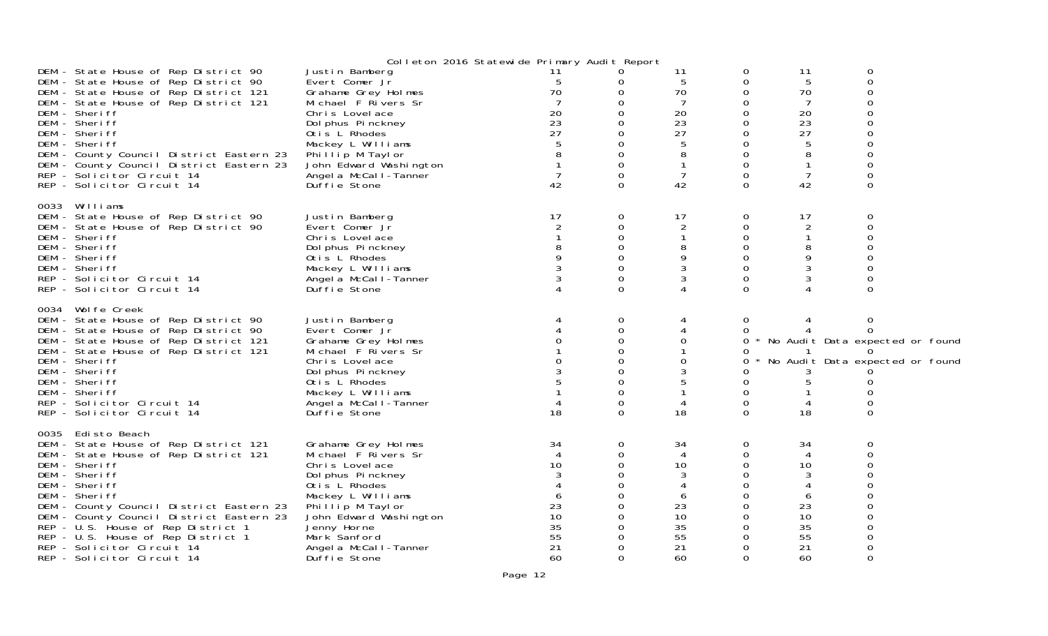Colleton 2016 Statewide Primary Audit Report

| Contest | Candidate | | | | | | |
|---|---|---|---|---|---|---|---|
| DEM - State House of Rep District 90 | Justin Bamberg | 11 | 0 | 11 | 0 | 11 | 0 |
| DEM - State House of Rep District 90 | Evert Comer Jr | 5 | 0 | 5 | 0 | 5 | 0 |
| DEM - State House of Rep District 121 | Grahame Grey Holmes | 70 | 0 | 70 | 0 | 70 | 0 |
| DEM - State House of Rep District 121 | Michael F Rivers Sr | 7 | 0 | 7 | 0 | 7 | 0 |
| DEM - Sheriff | Chris Lovelace | 20 | 0 | 20 | 0 | 20 | 0 |
| DEM - Sheriff | Dolphus Pinckney | 23 | 0 | 23 | 0 | 23 | 0 |
| DEM - Sheriff | Otis L Rhodes | 27 | 0 | 27 | 0 | 27 | 0 |
| DEM - Sheriff | Mackey L Williams | 5 | 0 | 5 | 0 | 5 | 0 |
| DEM - County Council District Eastern 23 | Phillip M Taylor | 8 | 0 | 8 | 0 | 8 | 0 |
| DEM - County Council District Eastern 23 | John Edward Washington | 1 | 0 | 1 | 0 | 1 | 0 |
| REP - Solicitor Circuit 14 | Angela McCall-Tanner | 7 | 0 | 7 | 0 | 7 | 0 |
| REP - Solicitor Circuit 14 | Duffie Stone | 42 | 0 | 42 | 0 | 42 | 0 |

**0033 Williams**

| Contest | Candidate | | | | | | |
|---|---|---|---|---|---|---|---|
| DEM - State House of Rep District 90 | Justin Bamberg | 17 | 0 | 17 | 0 | 17 | 0 |
| DEM - State House of Rep District 90 | Evert Comer Jr | 2 | 0 | 2 | 0 | 2 | 0 |
| DEM - Sheriff | Chris Lovelace | 1 | 0 | 1 | 0 | 1 | 0 |
| DEM - Sheriff | Dolphus Pinckney | 8 | 0 | 8 | 0 | 8 | 0 |
| DEM - Sheriff | Otis L Rhodes | 9 | 0 | 9 | 0 | 9 | 0 |
| DEM - Sheriff | Mackey L Williams | 3 | 0 | 3 | 0 | 3 | 0 |
| REP - Solicitor Circuit 14 | Angela McCall-Tanner | 3 | 0 | 3 | 0 | 3 | 0 |
| REP - Solicitor Circuit 14 | Duffie Stone | 4 | 0 | 4 | 0 | 4 | 0 |

**0034 Wolfe Creek**

| Contest | Candidate | | | | | | |
|---|---|---|---|---|---|---|---|
| DEM - State House of Rep District 90 | Justin Bamberg | 4 | 0 | 4 | 0 | 4 | 0 |
| DEM - State House of Rep District 90 | Evert Comer Jr | 4 | 0 | 4 | 0 | 4 | 0 |
| DEM - State House of Rep District 121 | Grahame Grey Holmes | 0 | 0 | 0 | 0 * No Audit Data expected or found | | |
| DEM - State House of Rep District 121 | Michael F Rivers Sr | 1 | 0 | 1 | 0 | 1 | 0 |
| DEM - Sheriff | Chris Lovelace | 0 | 0 | 0 | 0 * No Audit Data expected or found | | |
| DEM - Sheriff | Dolphus Pinckney | 3 | 0 | 3 | 0 | 3 | 0 |
| DEM - Sheriff | Otis L Rhodes | 5 | 0 | 5 | 0 | 5 | 0 |
| DEM - Sheriff | Mackey L Williams | 1 | 0 | 1 | 0 | 1 | 0 |
| REP - Solicitor Circuit 14 | Angela McCall-Tanner | 4 | 0 | 4 | 0 | 4 | 0 |
| REP - Solicitor Circuit 14 | Duffie Stone | 18 | 0 | 18 | 0 | 18 | 0 |

**0035 Edisto Beach**

| Contest | Candidate | | | | | | |
|---|---|---|---|---|---|---|---|
| DEM - State House of Rep District 121 | Grahame Grey Holmes | 34 | 0 | 34 | 0 | 34 | 0 |
| DEM - State House of Rep District 121 | Michael F Rivers Sr | 4 | 0 | 4 | 0 | 4 | 0 |
| DEM - Sheriff | Chris Lovelace | 10 | 0 | 10 | 0 | 10 | 0 |
| DEM - Sheriff | Dolphus Pinckney | 3 | 0 | 3 | 0 | 3 | 0 |
| DEM - Sheriff | Otis L Rhodes | 4 | 0 | 4 | 0 | 4 | 0 |
| DEM - Sheriff | Mackey L Williams | 6 | 0 | 6 | 0 | 6 | 0 |
| DEM - County Council District Eastern 23 | Phillip M Taylor | 23 | 0 | 23 | 0 | 23 | 0 |
| DEM - County Council District Eastern 23 | John Edward Washington | 10 | 0 | 10 | 0 | 10 | 0 |
| REP - U.S. House of Rep District 1 | Jenny Horne | 35 | 0 | 35 | 0 | 35 | 0 |
| REP - U.S. House of Rep District 1 | Mark Sanford | 55 | 0 | 55 | 0 | 55 | 0 |
| REP - Solicitor Circuit 14 | Angela McCall-Tanner | 21 | 0 | 21 | 0 | 21 | 0 |
| REP - Solicitor Circuit 14 | Duffie Stone | 60 | 0 | 60 | 0 | 60 | 0 |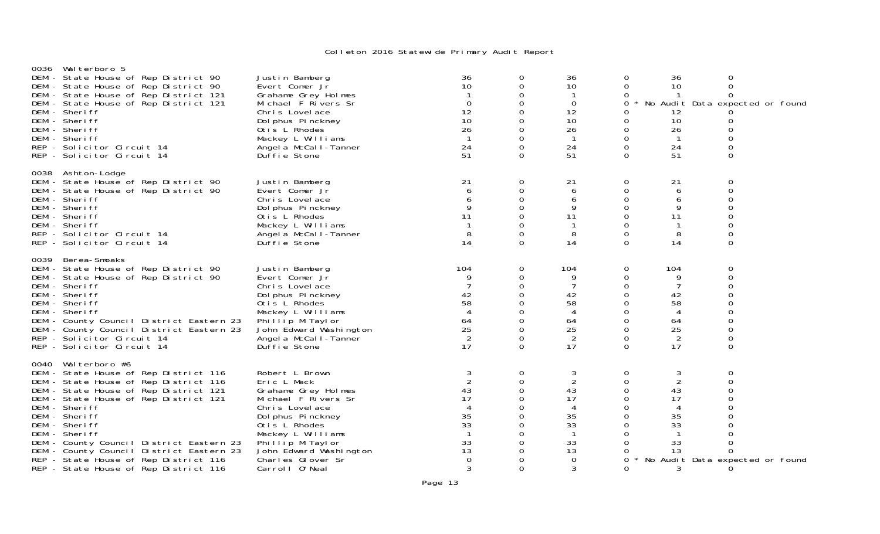Colleton 2016 Statewide Primary Audit Report

### 0036 Walterboro 5

| Contest | Candidate | | | | | | |
|---|---|---|---|---|---|---|---|
| DEM - State House of Rep District 90 | Justin Bamberg | 36 | 0 | 36 | 0 | 36 | 0 |
| DEM - State House of Rep District 90 | Evert Comer Jr | 10 | 0 | 10 | 0 | 10 | 0 |
| DEM - State House of Rep District 121 | Grahame Grey Holmes | 1 | 0 | 1 | 0 | 1 | 0 |
| DEM - State House of Rep District 121 | Michael F Rivers Sr | 0 | 0 | 0 | 0 * No Audit Data expected or found | | |
| DEM - Sheriff | Chris Lovelace | 12 | 0 | 12 | 0 | 12 | 0 |
| DEM - Sheriff | Dolphus Pinckney | 10 | 0 | 10 | 0 | 10 | 0 |
| DEM - Sheriff | Otis L Rhodes | 26 | 0 | 26 | 0 | 26 | 0 |
| DEM - Sheriff | Mackey L Williams | 1 | 0 | 1 | 0 | 1 | 0 |
| REP - Solicitor Circuit 14 | Angela McCall-Tanner | 24 | 0 | 24 | 0 | 24 | 0 |
| REP - Solicitor Circuit 14 | Duffie Stone | 51 | 0 | 51 | 0 | 51 | 0 |

### 0038 Ashton-Lodge

| Contest | Candidate | | | | | | |
|---|---|---|---|---|---|---|---|
| DEM - State House of Rep District 90 | Justin Bamberg | 21 | 0 | 21 | 0 | 21 | 0 |
| DEM - State House of Rep District 90 | Evert Comer Jr | 6 | 0 | 6 | 0 | 6 | 0 |
| DEM - Sheriff | Chris Lovelace | 6 | 0 | 6 | 0 | 6 | 0 |
| DEM - Sheriff | Dolphus Pinckney | 9 | 0 | 9 | 0 | 9 | 0 |
| DEM - Sheriff | Otis L Rhodes | 11 | 0 | 11 | 0 | 11 | 0 |
| DEM - Sheriff | Mackey L Williams | 1 | 0 | 1 | 0 | 1 | 0 |
| REP - Solicitor Circuit 14 | Angela McCall-Tanner | 8 | 0 | 8 | 0 | 8 | 0 |
| REP - Solicitor Circuit 14 | Duffie Stone | 14 | 0 | 14 | 0 | 14 | 0 |

### 0039 Berea-Smoaks

| Contest | Candidate | | | | | | |
|---|---|---|---|---|---|---|---|
| DEM - State House of Rep District 90 | Justin Bamberg | 104 | 0 | 104 | 0 | 104 | 0 |
| DEM - State House of Rep District 90 | Evert Comer Jr | 9 | 0 | 9 | 0 | 9 | 0 |
| DEM - Sheriff | Chris Lovelace | 7 | 0 | 7 | 0 | 7 | 0 |
| DEM - Sheriff | Dolphus Pinckney | 42 | 0 | 42 | 0 | 42 | 0 |
| DEM - Sheriff | Otis L Rhodes | 58 | 0 | 58 | 0 | 58 | 0 |
| DEM - Sheriff | Mackey L Williams | 4 | 0 | 4 | 0 | 4 | 0 |
| DEM - County Council District Eastern 23 | Phillip M Taylor | 64 | 0 | 64 | 0 | 64 | 0 |
| DEM - County Council District Eastern 23 | John Edward Washington | 25 | 0 | 25 | 0 | 25 | 0 |
| REP - Solicitor Circuit 14 | Angela McCall-Tanner | 2 | 0 | 2 | 0 | 2 | 0 |
| REP - Solicitor Circuit 14 | Duffie Stone | 17 | 0 | 17 | 0 | 17 | 0 |

### 0040 Walterboro #6

| Contest | Candidate | | | | | | |
|---|---|---|---|---|---|---|---|
| DEM - State House of Rep District 116 | Robert L Brown | 3 | 0 | 3 | 0 | 3 | 0 |
| DEM - State House of Rep District 116 | Eric L Mack | 2 | 0 | 2 | 0 | 2 | 0 |
| DEM - State House of Rep District 121 | Grahame Grey Holmes | 43 | 0 | 43 | 0 | 43 | 0 |
| DEM - State House of Rep District 121 | Michael F Rivers Sr | 17 | 0 | 17 | 0 | 17 | 0 |
| DEM - Sheriff | Chris Lovelace | 4 | 0 | 4 | 0 | 4 | 0 |
| DEM - Sheriff | Dolphus Pinckney | 35 | 0 | 35 | 0 | 35 | 0 |
| DEM - Sheriff | Otis L Rhodes | 33 | 0 | 33 | 0 | 33 | 0 |
| DEM - Sheriff | Mackey L Williams | 1 | 0 | 1 | 0 | 1 | 0 |
| DEM - County Council District Eastern 23 | Phillip M Taylor | 33 | 0 | 33 | 0 | 33 | 0 |
| DEM - County Council District Eastern 23 | John Edward Washington | 13 | 0 | 13 | 0 | 13 | 0 |
| REP - State House of Rep District 116 | Charles Glover Sr | 0 | 0 | 0 | 0 * No Audit Data expected or found | | |
| REP - State House of Rep District 116 | Carroll O'Neal | 3 | 0 | 3 | 0 | 3 | 0 |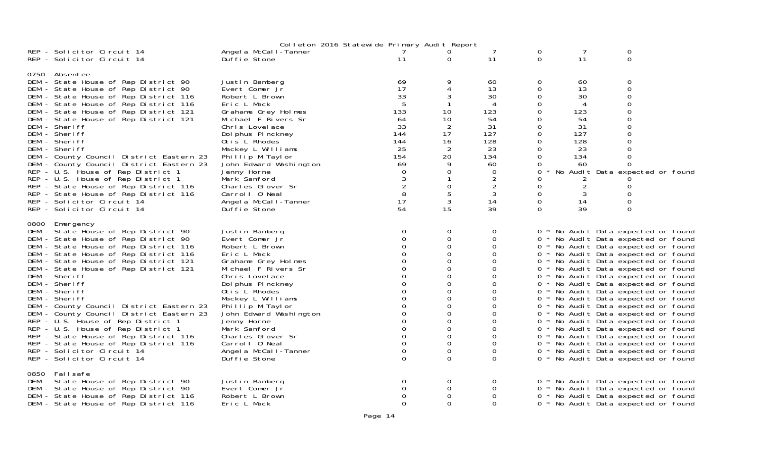Colleton 2016 Statewide Primary Audit Report

| Contest | Candidate | | | | | | |
|---|---|---|---|---|---|---|---|
| REP - Solicitor Circuit 14 | Angela McCall-Tanner | 7 | 0 | 7 | 0 | 7 | 0 |
| REP - Solicitor Circuit 14 | Duffie Stone | 11 | 0 | 11 | 0 | 11 | 0 |
| **0750 Absentee** | | | | | | | |
| DEM - State House of Rep District 90 | Justin Bamberg | 69 | 9 | 60 | 0 | 60 | 0 |
| DEM - State House of Rep District 90 | Evert Comer Jr | 17 | 4 | 13 | 0 | 13 | 0 |
| DEM - State House of Rep District 116 | Robert L Brown | 33 | 3 | 30 | 0 | 30 | 0 |
| DEM - State House of Rep District 116 | Eric L Mack | 5 | 1 | 4 | 0 | 4 | 0 |
| DEM - State House of Rep District 121 | Grahame Grey Holmes | 133 | 10 | 123 | 0 | 123 | 0 |
| DEM - State House of Rep District 121 | Michael F Rivers Sr | 64 | 10 | 54 | 0 | 54 | 0 |
| DEM - Sheriff | Chris Lovelace | 33 | 2 | 31 | 0 | 31 | 0 |
| DEM - Sheriff | Dolphus Pinckney | 144 | 17 | 127 | 0 | 127 | 0 |
| DEM - Sheriff | Otis L Rhodes | 144 | 16 | 128 | 0 | 128 | 0 |
| DEM - Sheriff | Mackey L Williams | 25 | 2 | 23 | 0 | 23 | 0 |
| DEM - County Council District Eastern 23 | Phillip M Taylor | 154 | 20 | 134 | 0 | 134 | 0 |
| DEM - County Council District Eastern 23 | John Edward Washington | 69 | 9 | 60 | 0 | 60 | 0 |
| REP - U.S. House of Rep District 1 | Jenny Horne | 0 | 0 | 0 | 0 * No Audit Data expected or found | | |
| REP - U.S. House of Rep District 1 | Mark Sanford | 3 | 1 | 2 | 0 | 2 | 0 |
| REP - State House of Rep District 116 | Charles Glover Sr | 2 | 0 | 2 | 0 | 2 | 0 |
| REP - State House of Rep District 116 | Carroll O'Neal | 8 | 5 | 3 | 0 | 3 | 0 |
| REP - Solicitor Circuit 14 | Angela McCall-Tanner | 17 | 3 | 14 | 0 | 14 | 0 |
| REP - Solicitor Circuit 14 | Duffie Stone | 54 | 15 | 39 | 0 | 39 | 0 |
| **0800 Emergency** | | | | | | | |
| DEM - State House of Rep District 90 | Justin Bamberg | 0 | 0 | 0 | 0 * No Audit Data expected or found | | |
| DEM - State House of Rep District 90 | Evert Comer Jr | 0 | 0 | 0 | 0 * No Audit Data expected or found | | |
| DEM - State House of Rep District 116 | Robert L Brown | 0 | 0 | 0 | 0 * No Audit Data expected or found | | |
| DEM - State House of Rep District 116 | Eric L Mack | 0 | 0 | 0 | 0 * No Audit Data expected or found | | |
| DEM - State House of Rep District 121 | Grahame Grey Holmes | 0 | 0 | 0 | 0 * No Audit Data expected or found | | |
| DEM - State House of Rep District 121 | Michael F Rivers Sr | 0 | 0 | 0 | 0 * No Audit Data expected or found | | |
| DEM - Sheriff | Chris Lovelace | 0 | 0 | 0 | 0 * No Audit Data expected or found | | |
| DEM - Sheriff | Dolphus Pinckney | 0 | 0 | 0 | 0 * No Audit Data expected or found | | |
| DEM - Sheriff | Otis L Rhodes | 0 | 0 | 0 | 0 * No Audit Data expected or found | | |
| DEM - Sheriff | Mackey L Williams | 0 | 0 | 0 | 0 * No Audit Data expected or found | | |
| DEM - County Council District Eastern 23 | Phillip M Taylor | 0 | 0 | 0 | 0 * No Audit Data expected or found | | |
| DEM - County Council District Eastern 23 | John Edward Washington | 0 | 0 | 0 | 0 * No Audit Data expected or found | | |
| REP - U.S. House of Rep District 1 | Jenny Horne | 0 | 0 | 0 | 0 * No Audit Data expected or found | | |
| REP - U.S. House of Rep District 1 | Mark Sanford | 0 | 0 | 0 | 0 * No Audit Data expected or found | | |
| REP - State House of Rep District 116 | Charles Glover Sr | 0 | 0 | 0 | 0 * No Audit Data expected or found | | |
| REP - State House of Rep District 116 | Carroll O'Neal | 0 | 0 | 0 | 0 * No Audit Data expected or found | | |
| REP - Solicitor Circuit 14 | Angela McCall-Tanner | 0 | 0 | 0 | 0 * No Audit Data expected or found | | |
| REP - Solicitor Circuit 14 | Duffie Stone | 0 | 0 | 0 | 0 * No Audit Data expected or found | | |
| **0850 Failsafe** | | | | | | | |
| DEM - State House of Rep District 90 | Justin Bamberg | 0 | 0 | 0 | 0 * No Audit Data expected or found | | |
| DEM - State House of Rep District 90 | Evert Comer Jr | 0 | 0 | 0 | 0 * No Audit Data expected or found | | |
| DEM - State House of Rep District 116 | Robert L Brown | 0 | 0 | 0 | 0 * No Audit Data expected or found | | |
| DEM - State House of Rep District 116 | Eric L Mack | 0 | 0 | 0 | 0 * No Audit Data expected or found | | |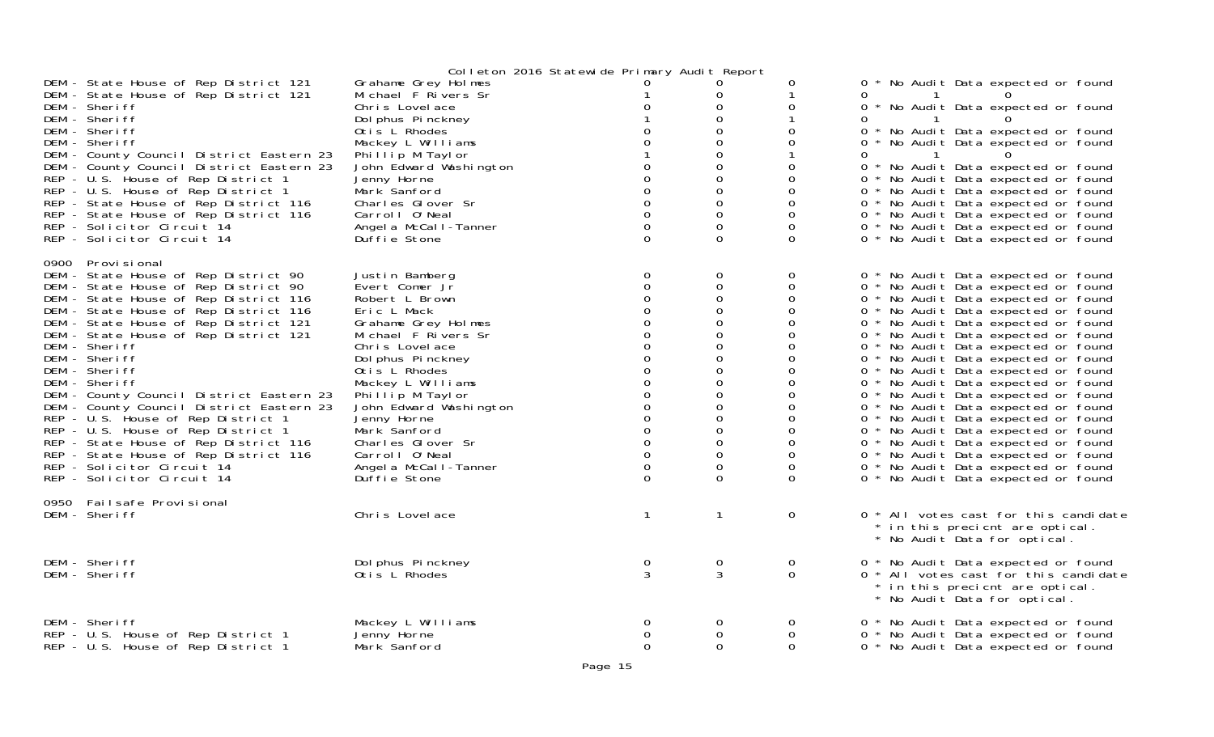Colleton 2016 Statewide Primary Audit Report

| Contest | Candidate | | | | | |
|---|---|---|---|---|---|---|
| DEM - State House of Rep District 121 | Grahame Grey Holmes | 0 | 0 | 0 | 0 | * No Audit Data expected or found |
| DEM - State House of Rep District 121 | Michael F Rivers Sr | 1 | 0 | 1 | 0 | 1 0 |
| DEM - Sheriff | Chris Lovelace | 0 | 0 | 0 | 0 | * No Audit Data expected or found |
| DEM - Sheriff | Dolphus Pinckney | 1 | 0 | 1 | 0 | 1 0 |
| DEM - Sheriff | Otis L Rhodes | 0 | 0 | 0 | 0 | * No Audit Data expected or found |
| DEM - Sheriff | Mackey L Williams | 0 | 0 | 0 | 0 | * No Audit Data expected or found |
| DEM - County Council District Eastern 23 | Phillip M Taylor | 1 | 0 | 1 | 0 | 1 0 |
| DEM - County Council District Eastern 23 | John Edward Washington | 0 | 0 | 0 | 0 | * No Audit Data expected or found |
| REP - U.S. House of Rep District 1 | Jenny Horne | 0 | 0 | 0 | 0 | * No Audit Data expected or found |
| REP - U.S. House of Rep District 1 | Mark Sanford | 0 | 0 | 0 | 0 | * No Audit Data expected or found |
| REP - State House of Rep District 116 | Charles Glover Sr | 0 | 0 | 0 | 0 | * No Audit Data expected or found |
| REP - State House of Rep District 116 | Carroll O'Neal | 0 | 0 | 0 | 0 | * No Audit Data expected or found |
| REP - Solicitor Circuit 14 | Angela McCall-Tanner | 0 | 0 | 0 | 0 | * No Audit Data expected or found |
| REP - Solicitor Circuit 14 | Duffie Stone | 0 | 0 | 0 | 0 | * No Audit Data expected or found |

0900 Provisional

| Contest | Candidate | | | | | |
|---|---|---|---|---|---|---|
| DEM - State House of Rep District 90 | Justin Bamberg | 0 | 0 | 0 | 0 | * No Audit Data expected or found |
| DEM - State House of Rep District 90 | Evert Comer Jr | 0 | 0 | 0 | 0 | * No Audit Data expected or found |
| DEM - State House of Rep District 116 | Robert L Brown | 0 | 0 | 0 | 0 | * No Audit Data expected or found |
| DEM - State House of Rep District 116 | Eric L Mack | 0 | 0 | 0 | 0 | * No Audit Data expected or found |
| DEM - State House of Rep District 121 | Grahame Grey Holmes | 0 | 0 | 0 | 0 | * No Audit Data expected or found |
| DEM - State House of Rep District 121 | Michael F Rivers Sr | 0 | 0 | 0 | 0 | * No Audit Data expected or found |
| DEM - Sheriff | Chris Lovelace | 0 | 0 | 0 | 0 | * No Audit Data expected or found |
| DEM - Sheriff | Dolphus Pinckney | 0 | 0 | 0 | 0 | * No Audit Data expected or found |
| DEM - Sheriff | Otis L Rhodes | 0 | 0 | 0 | 0 | * No Audit Data expected or found |
| DEM - Sheriff | Mackey L Williams | 0 | 0 | 0 | 0 | * No Audit Data expected or found |
| DEM - County Council District Eastern 23 | Phillip M Taylor | 0 | 0 | 0 | 0 | * No Audit Data expected or found |
| DEM - County Council District Eastern 23 | John Edward Washington | 0 | 0 | 0 | 0 | * No Audit Data expected or found |
| REP - U.S. House of Rep District 1 | Jenny Horne | 0 | 0 | 0 | 0 | * No Audit Data expected or found |
| REP - U.S. House of Rep District 1 | Mark Sanford | 0 | 0 | 0 | 0 | * No Audit Data expected or found |
| REP - State House of Rep District 116 | Charles Glover Sr | 0 | 0 | 0 | 0 | * No Audit Data expected or found |
| REP - State House of Rep District 116 | Carroll O'Neal | 0 | 0 | 0 | 0 | * No Audit Data expected or found |
| REP - Solicitor Circuit 14 | Angela McCall-Tanner | 0 | 0 | 0 | 0 | * No Audit Data expected or found |
| REP - Solicitor Circuit 14 | Duffie Stone | 0 | 0 | 0 | 0 | * No Audit Data expected or found |

0950 Failsafe Provisional

| Contest | Candidate | | | | | |
|---|---|---|---|---|---|---|
| DEM - Sheriff | Chris Lovelace | 1 | 1 | 0 | 0 | * All votes cast for this candidate * in this precicnt are optical. * No Audit Data for optical. |
| DEM - Sheriff | Dolphus Pinckney | 0 | 0 | 0 | 0 | * No Audit Data expected or found |
| DEM - Sheriff | Otis L Rhodes | 3 | 3 | 0 | 0 | * All votes cast for this candidate * in this precicnt are optical. * No Audit Data for optical. |
| DEM - Sheriff | Mackey L Williams | 0 | 0 | 0 | 0 | * No Audit Data expected or found |
| REP - U.S. House of Rep District 1 | Jenny Horne | 0 | 0 | 0 | 0 | * No Audit Data expected or found |
| REP - U.S. House of Rep District 1 | Mark Sanford | 0 | 0 | 0 | 0 | * No Audit Data expected or found |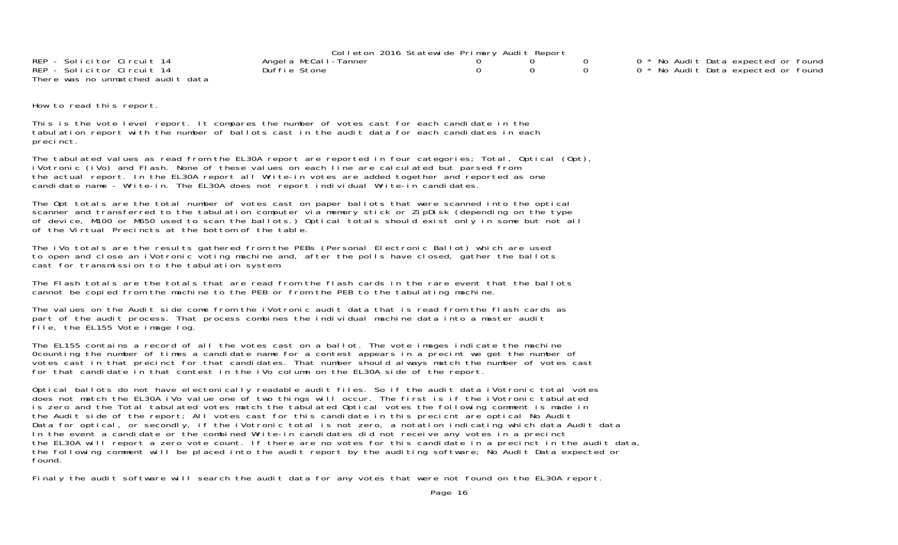Colleton 2016 Statewide Primary Audit Report

| | | | | | | |
|---|---|---|---|---|---|---|
| REP - Solicitor Circuit 14 | Angela McCall-Tanner | 0 | 0 | 0 | 0 | * No Audit Data expected or found |
| REP - Solicitor Circuit 14 | Duffie Stone | 0 | 0 | 0 | 0 | * No Audit Data expected or found |

There was no unmatched audit data

How to read this report.

This is the vote level report. It compares the number of votes cast for each candidate in the tabulation report with the number of ballots cast in the audit data for each candidates in each precinct.

The tabulated values as read from the EL30A report are reported in four categories; Total, Optical (Opt), iVotronic (iVo) and Flash. None of these values on each line are calculated but parsed from the actual report. In the EL30A report all Write-in votes are added together and reported as one candidate name - Write-in. The EL30A does not report individual Write-in candidates.

The Opt totals are the total number of votes cast on paper ballots that were scanned into the optical scanner and transferred to the tabulation computer via memory stick or ZipDisk (depending on the type of device, M100 or M650 used to scan the ballots.) Optical totals should exist only in some but not all of the Virtual Precincts at the bottom of the table.

The iVo totals are the results gathered from the PEBs (Personal Electronic Ballot) which are used to open and close an iVotronic voting machine and, after the polls have closed, gather the ballots cast for transmission to the tabulation system.

The Flash totals are the totals that are read from the flash cards in the rare event that the ballots cannot be copied from the machine to the PEB or from the PEB to the tabulating machine.

The values on the Audit side come from the iVotronic audit data that is read from the flash cards as part of the audit process. That process combines the individual machine data into a master audit file, the EL155 Vote image log.

The EL155 contains a record of all the votes cast on a ballot. The vote images indicate the machine 0counting the number of times a candidate name for a contest appears in a precint we get the number of votes cast in that precinct for that candidates. That number should always match the number of votes cast for that candidate in that contest in the iVo column on the EL30A side of the report.

Optical ballots do not have electonically readable audit files. So if the audit data iVotronic total votes does not match the EL30A iVo value one of two things will occur. The first is if the iVotronic tabulated is zero and the Total tabulated votes match the tabulated Optical votes the following comment is made in the Audit side of the report; All votes cast for this candidate in this precicnt are optical No Audit Data for optical, or secondly, if the iVotronic total is not zero, a notation indicating which data Audit data In the event a candidate or the combined Write-in candidates did not receive any votes in a precinct the EL30A will report a zero vote count. If there are no votes for this candidate in a precinct in the audit data, the following comment will be placed into the audit report by the auditing software; No Audit Data expected or found.

Finaly the audit software will search the audit data for any votes that were not found on the EL30A report.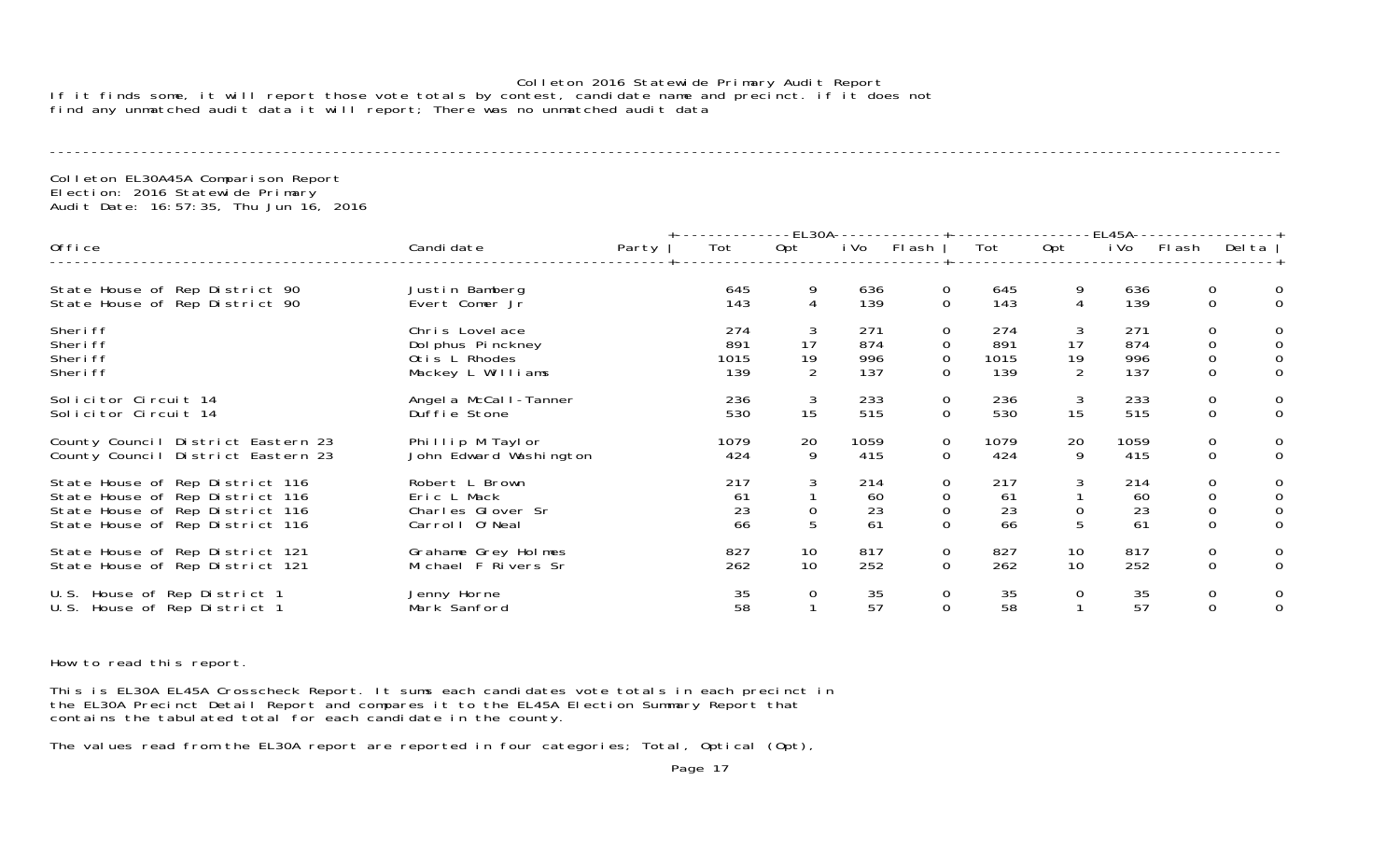Colleton 2016 Statewide Primary Audit Report

If it finds some, it will report those vote totals by contest, candidate name and precinct. if it does not find any unmatched audit data it will report; There was no unmatched audit data

---

Colleton EL30A45A Comparison Report
Election: 2016 Statewide Primary
Audit Date: 16:57:35, Thu Jun 16, 2016

| Office | Candidate | Party | EL30A Tot | EL30A Opt | EL30A iVo | EL30A Flash | EL45A Tot | EL45A Opt | EL45A iVo | EL45A Flash | Delta |
|---|---|---|---|---|---|---|---|---|---|---|---|
| State House of Rep District 90 | Justin Bamberg | | 645 | 9 | 636 | 0 | 645 | 9 | 636 | 0 | 0 |
| State House of Rep District 90 | Evert Comer Jr | | 143 | 4 | 139 | 0 | 143 | 4 | 139 | 0 | 0 |
| Sheriff | Chris Lovelace | | 274 | 3 | 271 | 0 | 274 | 3 | 271 | 0 | 0 |
| Sheriff | Dolphus Pinckney | | 891 | 17 | 874 | 0 | 891 | 17 | 874 | 0 | 0 |
| Sheriff | Otis L Rhodes | | 1015 | 19 | 996 | 0 | 1015 | 19 | 996 | 0 | 0 |
| Sheriff | Mackey L Williams | | 139 | 2 | 137 | 0 | 139 | 2 | 137 | 0 | 0 |
| Solicitor Circuit 14 | Angela McCall-Tanner | | 236 | 3 | 233 | 0 | 236 | 3 | 233 | 0 | 0 |
| Solicitor Circuit 14 | Duffie Stone | | 530 | 15 | 515 | 0 | 530 | 15 | 515 | 0 | 0 |
| County Council District Eastern 23 | Phillip M Taylor | | 1079 | 20 | 1059 | 0 | 1079 | 20 | 1059 | 0 | 0 |
| County Council District Eastern 23 | John Edward Washington | | 424 | 9 | 415 | 0 | 424 | 9 | 415 | 0 | 0 |
| State House of Rep District 116 | Robert L Brown | | 217 | 3 | 214 | 0 | 217 | 3 | 214 | 0 | 0 |
| State House of Rep District 116 | Eric L Mack | | 61 | 1 | 60 | 0 | 61 | 1 | 60 | 0 | 0 |
| State House of Rep District 116 | Charles Glover Sr | | 23 | 0 | 23 | 0 | 23 | 0 | 23 | 0 | 0 |
| State House of Rep District 116 | Carroll O'Neal | | 66 | 5 | 61 | 0 | 66 | 5 | 61 | 0 | 0 |
| State House of Rep District 121 | Grahame Grey Holmes | | 827 | 10 | 817 | 0 | 827 | 10 | 817 | 0 | 0 |
| State House of Rep District 121 | Michael F Rivers Sr | | 262 | 10 | 252 | 0 | 262 | 10 | 252 | 0 | 0 |
| U.S. House of Rep District 1 | Jenny Horne | | 35 | 0 | 35 | 0 | 35 | 0 | 35 | 0 | 0 |
| U.S. House of Rep District 1 | Mark Sanford | | 58 | 1 | 57 | 0 | 58 | 1 | 57 | 0 | 0 |

How to read this report.

This is EL30A EL45A Crosscheck Report. It sums each candidates vote totals in each precinct in the EL30A Precinct Detail Report and compares it to the EL45A Election Summary Report that contains the tabulated total for each candidate in the county.

The values read from the EL30A report are reported in four categories; Total, Optical (Opt),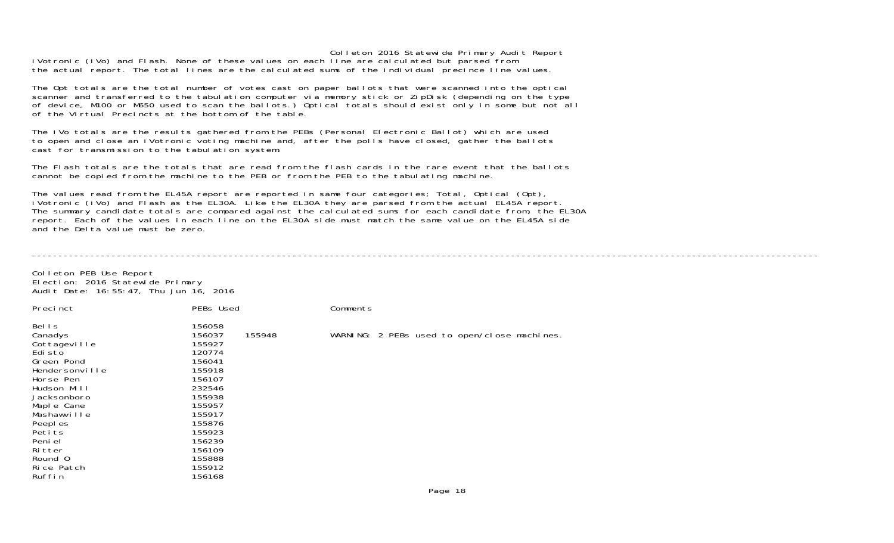iVotronic (iVo) and Flash. None of these values on each line are calculated but parsed from the actual report. The total lines are the calculated sums of the individual precince line values.

The Opt totals are the total number of votes cast on paper ballots that were scanned into the optical scanner and transferred to the tabulation computer via memory stick or ZipDisk (depending on the type of device, M100 or M650 used to scan the ballots.) Optical totals should exist only in some but not all of the Virtual Precincts at the bottom of the table.

The iVo totals are the results gathered from the PEBs (Personal Electronic Ballot) which are used to open and close an iVotronic voting machine and, after the polls have closed, gather the ballots cast for transmission to the tabulation system.

The Flash totals are the totals that are read from the flash cards in the rare event that the ballots cannot be copied from the machine to the PEB or from the PEB to the tabulating machine.

The values read from the EL45A report are reported in same four categories; Total, Optical (Opt), iVotronic (iVo) and Flash as the EL30A. Like the EL30A they are parsed from the actual EL45A report. The summary candidate totals are compared against the calculated sums for each candidate from, the EL30A report. Each of the values in each line on the EL30A side must match the same value on the EL45A side and the Delta value must be zero.

---

Colleton PEB Use Report
Election: 2016 Statewide Primary
Audit Date: 16:55:47, Thu Jun 16, 2016

| Precinct | PEBs Used | | Comments |
|---|---|---|---|
| Bells | 156058 | | |
| Canadys | 156037 | 155948 | WARNING: 2 PEBs used to open/close machines. |
| Cottageville | 155927 | | |
| Edisto | 120774 | | |
| Green Pond | 156041 | | |
| Hendersonville | 155918 | | |
| Horse Pen | 156107 | | |
| Hudson Mill | 232546 | | |
| Jacksonboro | 155938 | | |
| Maple Cane | 155957 | | |
| Mashawville | 155917 | | |
| Peeples | 155876 | | |
| Petits | 155923 | | |
| Peniel | 156239 | | |
| Ritter | 156109 | | |
| Round O | 155888 | | |
| Rice Patch | 155912 | | |
| Ruffin | 156168 | | |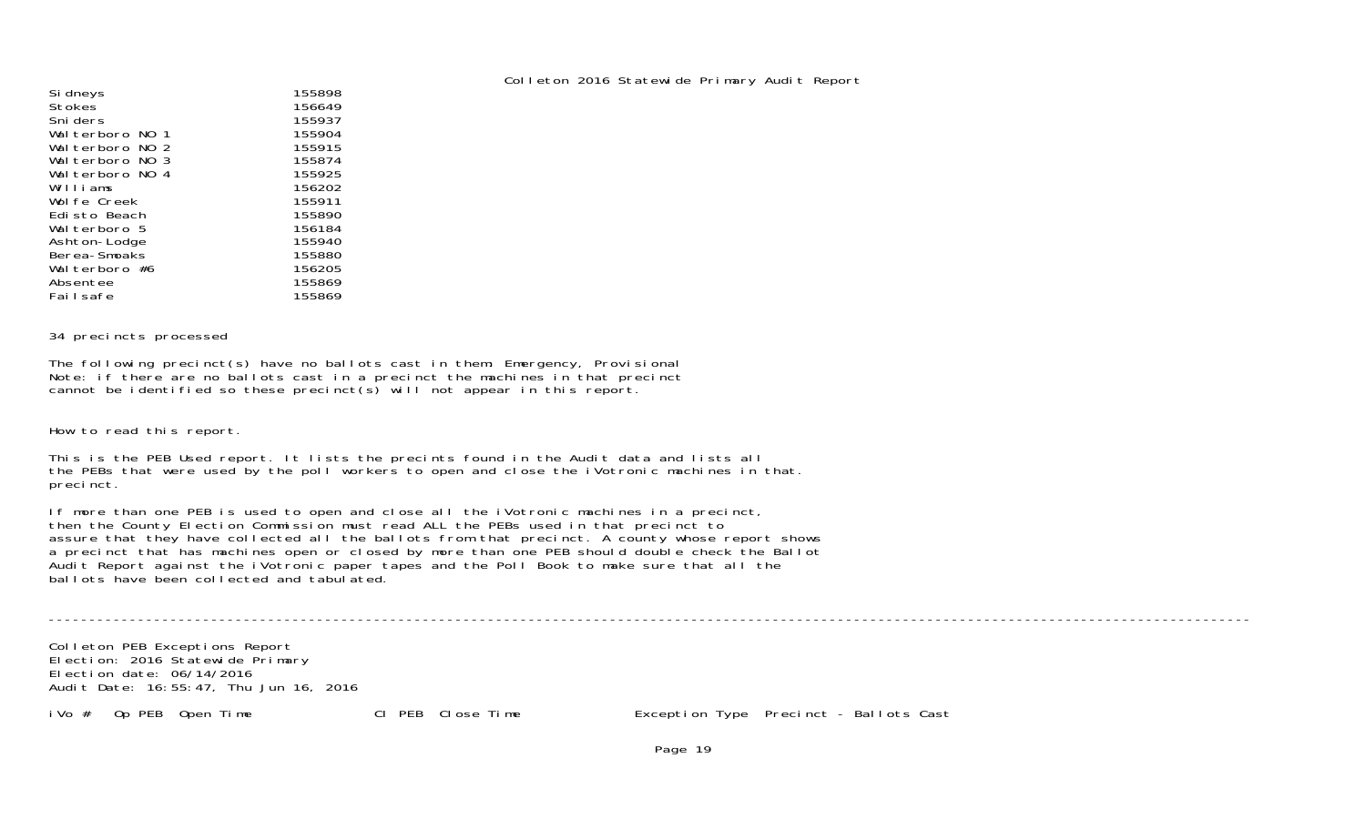Colleton 2016 Statewide Primary Audit Report

| | |
|---|---|
| Sidneys | 155898 |
| Stokes | 156649 |
| Sniders | 155937 |
| Walterboro NO 1 | 155904 |
| Walterboro NO 2 | 155915 |
| Walterboro NO 3 | 155874 |
| Walterboro NO 4 | 155925 |
| Williams | 156202 |
| Wolfe Creek | 155911 |
| Edisto Beach | 155890 |
| Walterboro 5 | 156184 |
| Ashton-Lodge | 155940 |
| Berea-Smoaks | 155880 |
| Walterboro #6 | 156205 |
| Absentee | 155869 |
| Failsafe | 155869 |

34 precincts processed

The following precinct(s) have no ballots cast in them: Emergency, Provisional
Note: if there are no ballots cast in a precinct the machines in that precinct
cannot be identified so these precinct(s) will not appear in this report.

How to read this report.

This is the PEB Used report. It lists the precints found in the Audit data and lists all
the PEBs that were used by the poll workers to open and close the iVotronic machines in that.
precinct.

If more than one PEB is used to open and close all the iVotronic machines in a precinct,
then the County Election Commission must read ALL the PEBs used in that precinct to
assure that they have collected all the ballots from that precinct. A county whose report shows
a precinct that has machines open or closed by more than one PEB should double check the Ballot
Audit Report against the iVotronic paper tapes and the Poll Book to make sure that all the
ballots have been collected and tabulated.

---

Colleton PEB Exceptions Report
Election: 2016 Statewide Primary
Election date: 06/14/2016
Audit Date: 16:55:47, Thu Jun 16, 2016

| iVo # | Op PEB | Open Time | Cl PEB | Close Time | Exception Type | Precinct - Ballots Cast |
|---|---|---|---|---|---|---|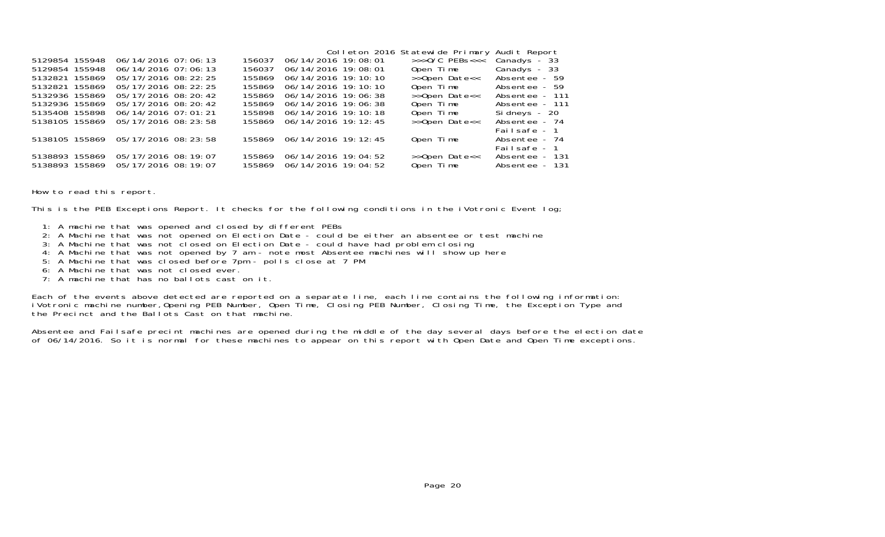Colleton 2016 Statewide Primary Audit Report

| | | | | | | |
|---|---|---|---|---|---|---|
| 5129854 | 155948 | 06/14/2016 07:06:13 | 156037 | 06/14/2016 19:08:01 | >>>O/C PEBs<<< | Canadys - 33 |
| 5129854 | 155948 | 06/14/2016 07:06:13 | 156037 | 06/14/2016 19:08:01 | Open Time | Canadys - 33 |
| 5132821 | 155869 | 05/17/2016 08:22:25 | 155869 | 06/14/2016 19:10:10 | >>Open Date<< | Absentee - 59 |
| 5132821 | 155869 | 05/17/2016 08:22:25 | 155869 | 06/14/2016 19:10:10 | Open Time | Absentee - 59 |
| 5132936 | 155869 | 05/17/2016 08:20:42 | 155869 | 06/14/2016 19:06:38 | >>Open Date<< | Absentee - 111 |
| 5132936 | 155869 | 05/17/2016 08:20:42 | 155869 | 06/14/2016 19:06:38 | Open Time | Absentee - 111 |
| 5135408 | 155898 | 06/14/2016 07:01:21 | 155898 | 06/14/2016 19:10:18 | Open Time | Sidneys - 20 |
| 5138105 | 155869 | 05/17/2016 08:23:58 | 155869 | 06/14/2016 19:12:45 | >>Open Date<< | Absentee - 74<br>Failsafe - 1 |
| 5138105 | 155869 | 05/17/2016 08:23:58 | 155869 | 06/14/2016 19:12:45 | Open Time | Absentee - 74<br>Failsafe - 1 |
| 5138893 | 155869 | 05/17/2016 08:19:07 | 155869 | 06/14/2016 19:04:52 | >>Open Date<< | Absentee - 131 |
| 5138893 | 155869 | 05/17/2016 08:19:07 | 155869 | 06/14/2016 19:04:52 | Open Time | Absentee - 131 |

How to read this report.

This is the PEB Exceptions Report. It checks for the following conditions in the iVotronic Event log;

1: A machine that was opened and closed by different PEBs
2: A Machine that was not opened on Election Date - could be either an absentee or test machine
3: A Machine that was not closed on Election Date - could have had problem closing
4: A Machine that was not opened by 7 am - note most Absentee machines will show up here
5: A Machine that was closed before 7pm - polls close at 7 PM
6: A Machine that was not closed ever.
7: A machine that has no ballots cast on it.

Each of the events above detected are reported on a separate line, each line contains the following information: iVotronic machine number, Opening PEB Number, Open Time, Closing PEB Number, Closing Time, the Exception Type and the Precinct and the Ballots Cast on that machine.

Absentee and Failsafe precint machines are opened during the middle of the day several days before the election date of 06/14/2016. So it is normal for these machines to appear on this report with Open Date and Open Time exceptions.